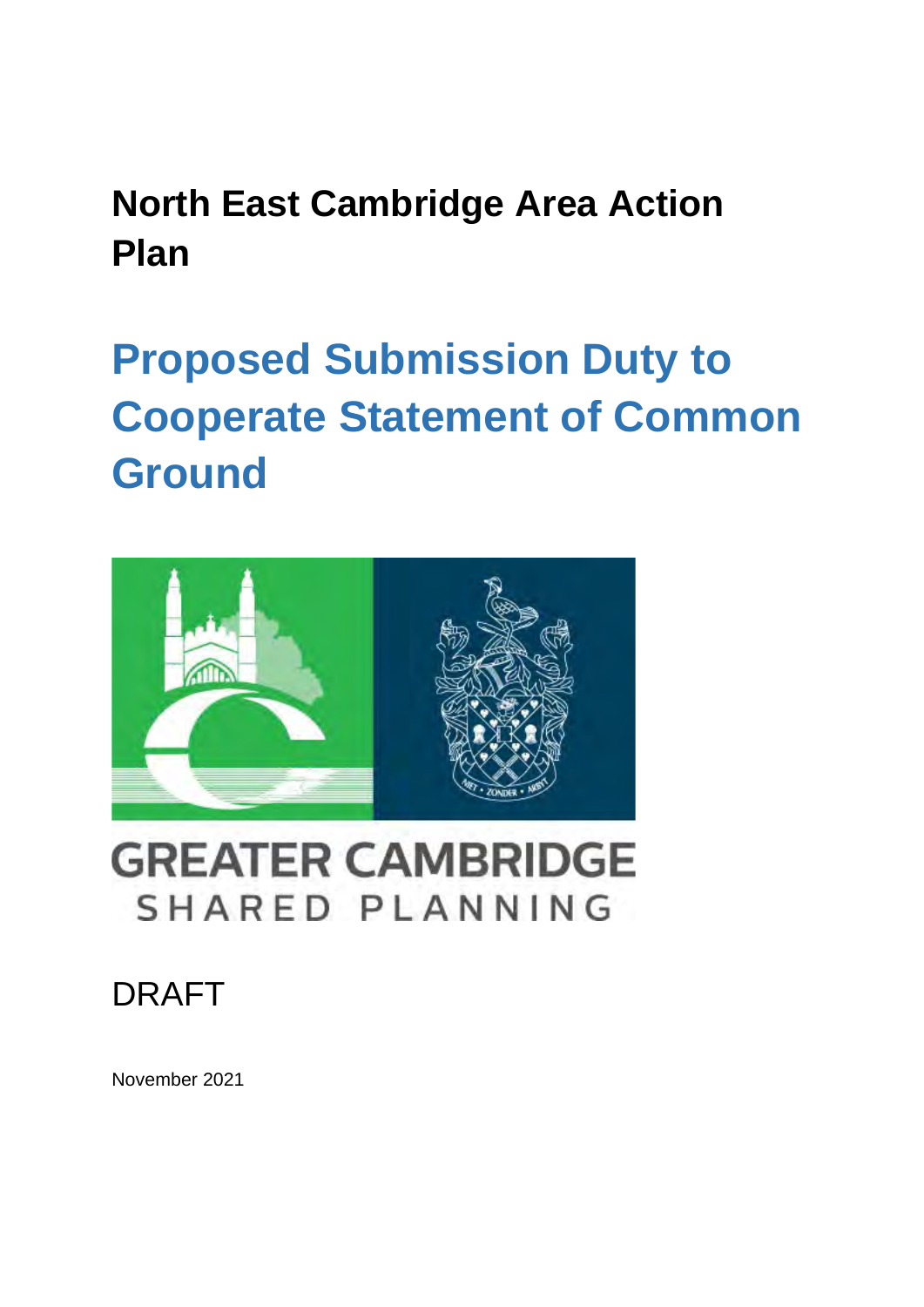# North East Cambridge Area Action Plan

## Proposed Submission Duty to Cooperate Statement of Common Ground

GREATER CAMBRIDGE
SHARED PLANNING

DRAFT

November 2021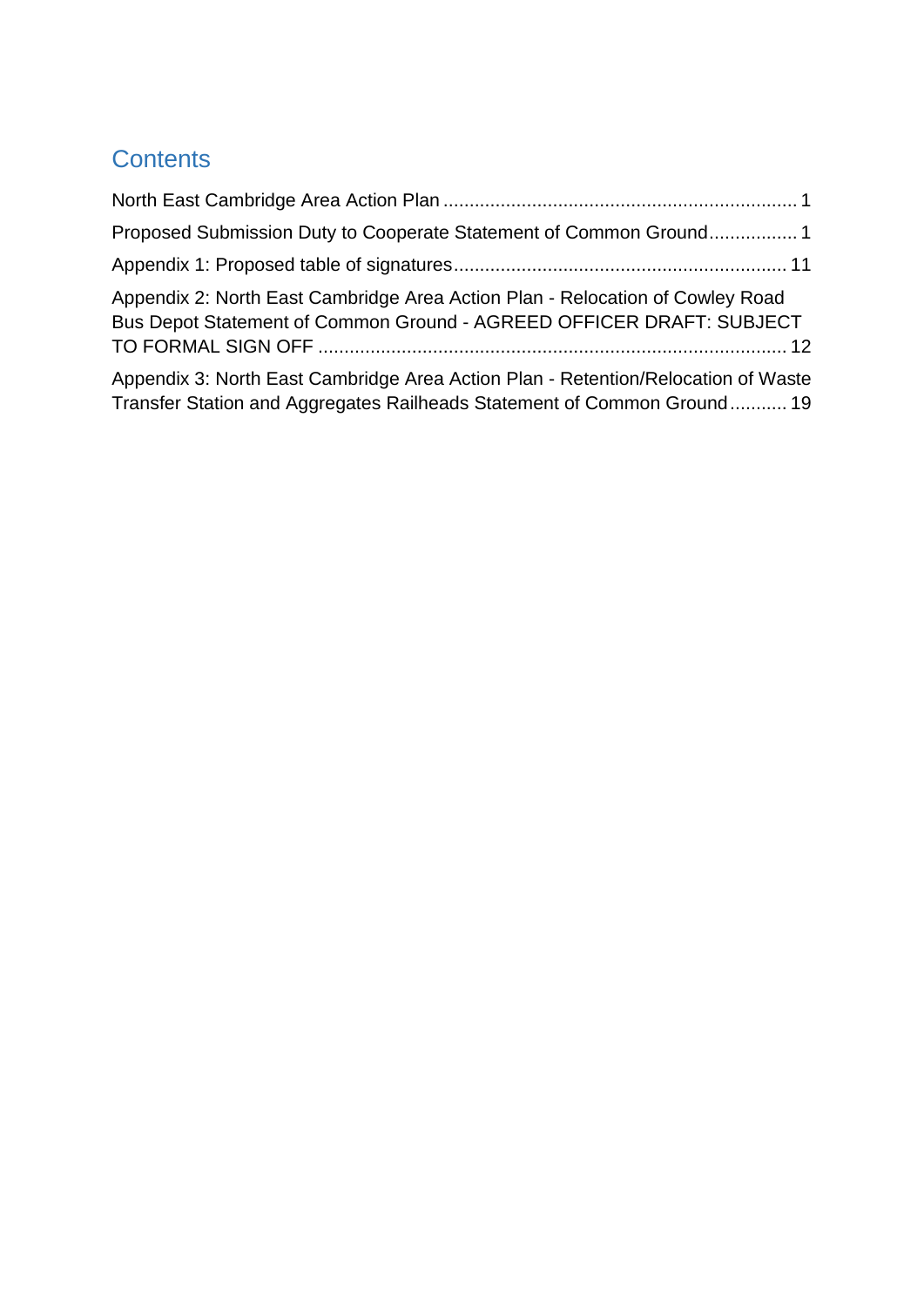# Contents

North East Cambridge Area Action Plan .................................................................... 1

Proposed Submission Duty to Cooperate Statement of Common Ground ................. 1

Appendix 1: Proposed table of signatures ................................................................ 11

Appendix 2: North East Cambridge Area Action Plan - Relocation of Cowley Road Bus Depot Statement of Common Ground - AGREED OFFICER DRAFT: SUBJECT TO FORMAL SIGN OFF ......................................................................................... 12

Appendix 3: North East Cambridge Area Action Plan - Retention/Relocation of Waste Transfer Station and Aggregates Railheads Statement of Common Ground ........... 19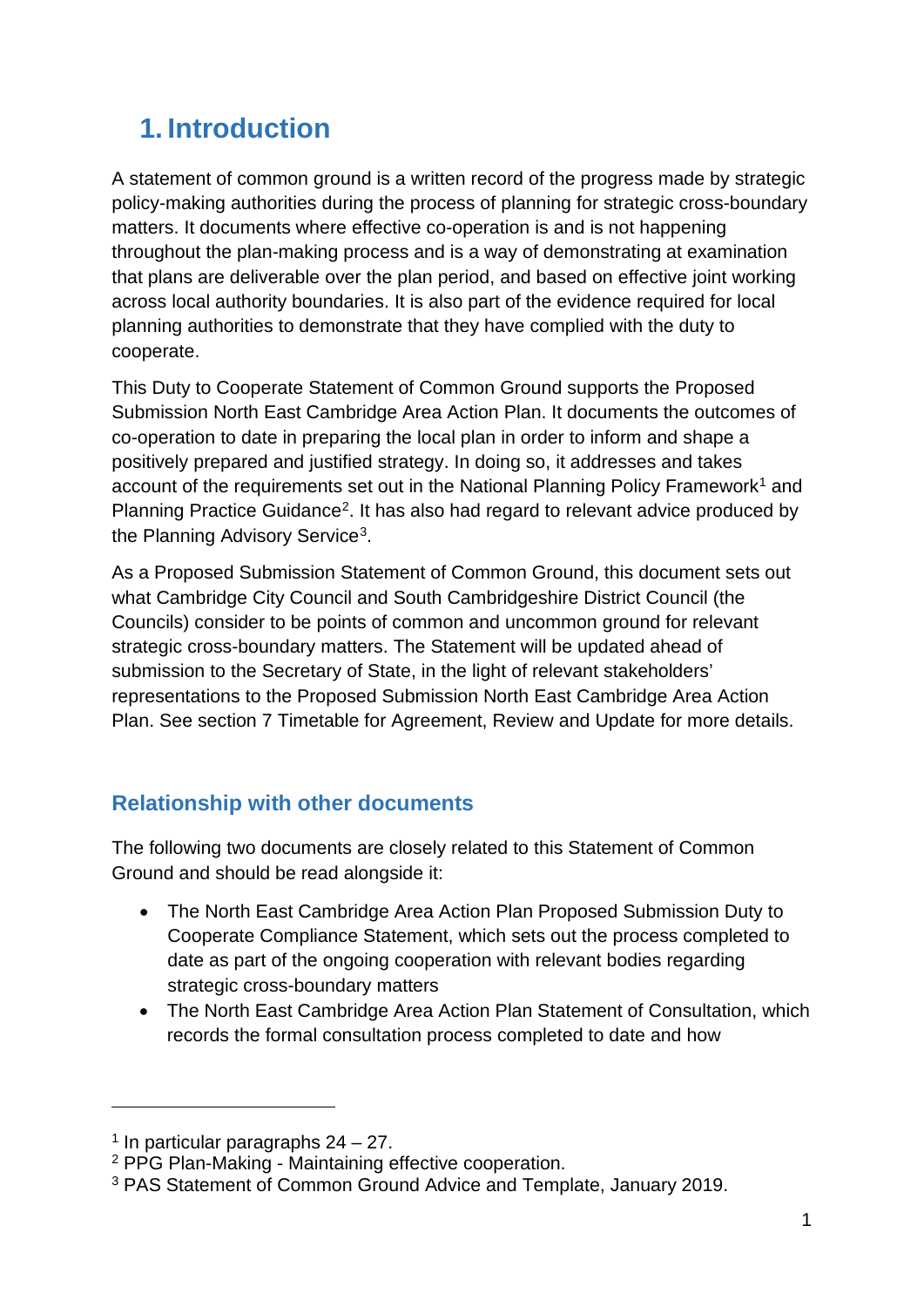# 1. Introduction

A statement of common ground is a written record of the progress made by strategic policy-making authorities during the process of planning for strategic cross-boundary matters. It documents where effective co-operation is and is not happening throughout the plan-making process and is a way of demonstrating at examination that plans are deliverable over the plan period, and based on effective joint working across local authority boundaries. It is also part of the evidence required for local planning authorities to demonstrate that they have complied with the duty to cooperate.

This Duty to Cooperate Statement of Common Ground supports the Proposed Submission North East Cambridge Area Action Plan. It documents the outcomes of co-operation to date in preparing the local plan in order to inform and shape a positively prepared and justified strategy. In doing so, it addresses and takes account of the requirements set out in the National Planning Policy Framework[1] and Planning Practice Guidance[2]. It has also had regard to relevant advice produced by the Planning Advisory Service[3].

As a Proposed Submission Statement of Common Ground, this document sets out what Cambridge City Council and South Cambridgeshire District Council (the Councils) consider to be points of common and uncommon ground for relevant strategic cross-boundary matters. The Statement will be updated ahead of submission to the Secretary of State, in the light of relevant stakeholders' representations to the Proposed Submission North East Cambridge Area Action Plan. See section 7 Timetable for Agreement, Review and Update for more details.

## Relationship with other documents

The following two documents are closely related to this Statement of Common Ground and should be read alongside it:

- The North East Cambridge Area Action Plan Proposed Submission Duty to Cooperate Compliance Statement, which sets out the process completed to date as part of the ongoing cooperation with relevant bodies regarding strategic cross-boundary matters
- The North East Cambridge Area Action Plan Statement of Consultation, which records the formal consultation process completed to date and how

[1] In particular paragraphs 24 – 27.
[2] PPG Plan-Making - Maintaining effective cooperation.
[3] PAS Statement of Common Ground Advice and Template, January 2019.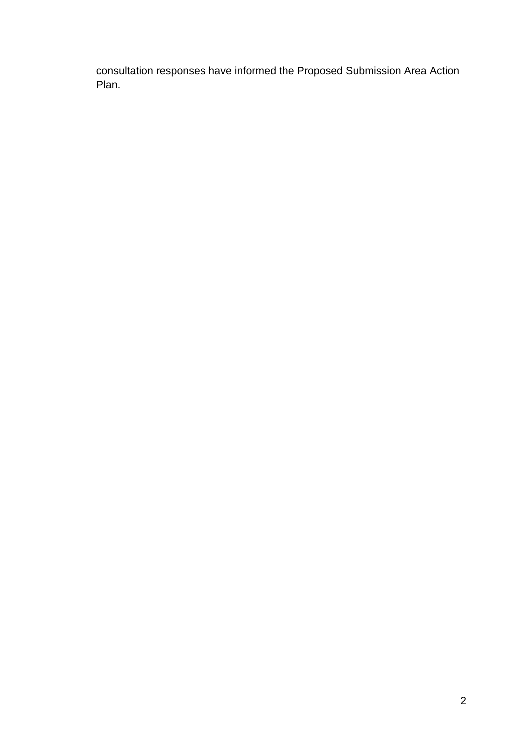consultation responses have informed the Proposed Submission Area Action Plan.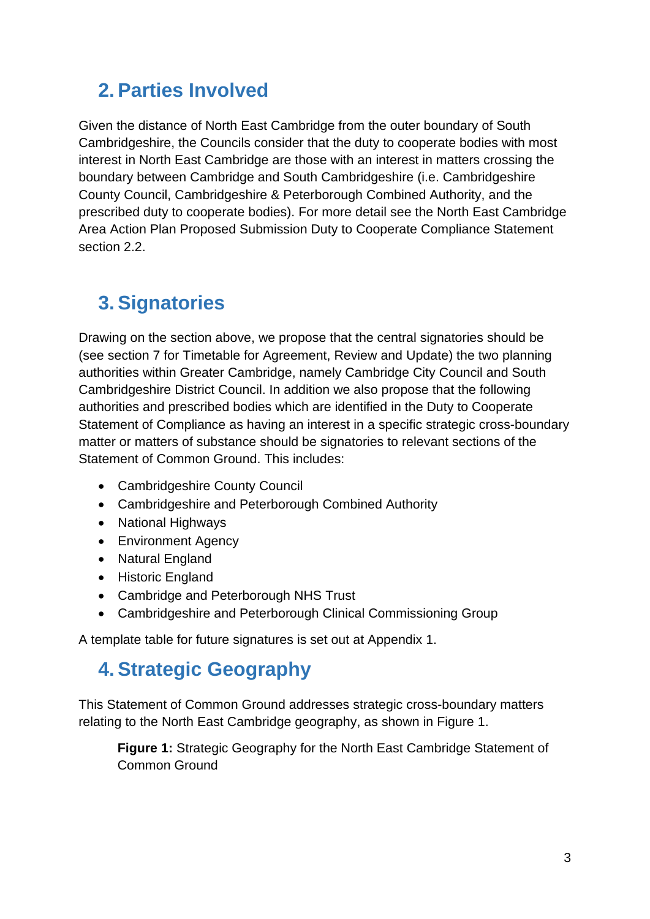## 2. Parties Involved

Given the distance of North East Cambridge from the outer boundary of South Cambridgeshire, the Councils consider that the duty to cooperate bodies with most interest in North East Cambridge are those with an interest in matters crossing the boundary between Cambridge and South Cambridgeshire (i.e. Cambridgeshire County Council, Cambridgeshire & Peterborough Combined Authority, and the prescribed duty to cooperate bodies). For more detail see the North East Cambridge Area Action Plan Proposed Submission Duty to Cooperate Compliance Statement section 2.2.

## 3. Signatories

Drawing on the section above, we propose that the central signatories should be (see section 7 for Timetable for Agreement, Review and Update) the two planning authorities within Greater Cambridge, namely Cambridge City Council and South Cambridgeshire District Council. In addition we also propose that the following authorities and prescribed bodies which are identified in the Duty to Cooperate Statement of Compliance as having an interest in a specific strategic cross-boundary matter or matters of substance should be signatories to relevant sections of the Statement of Common Ground. This includes:

- Cambridgeshire County Council
- Cambridgeshire and Peterborough Combined Authority
- National Highways
- Environment Agency
- Natural England
- Historic England
- Cambridge and Peterborough NHS Trust
- Cambridgeshire and Peterborough Clinical Commissioning Group

A template table for future signatures is set out at Appendix 1.

## 4. Strategic Geography

This Statement of Common Ground addresses strategic cross-boundary matters relating to the North East Cambridge geography, as shown in Figure 1.

**Figure 1:** Strategic Geography for the North East Cambridge Statement of Common Ground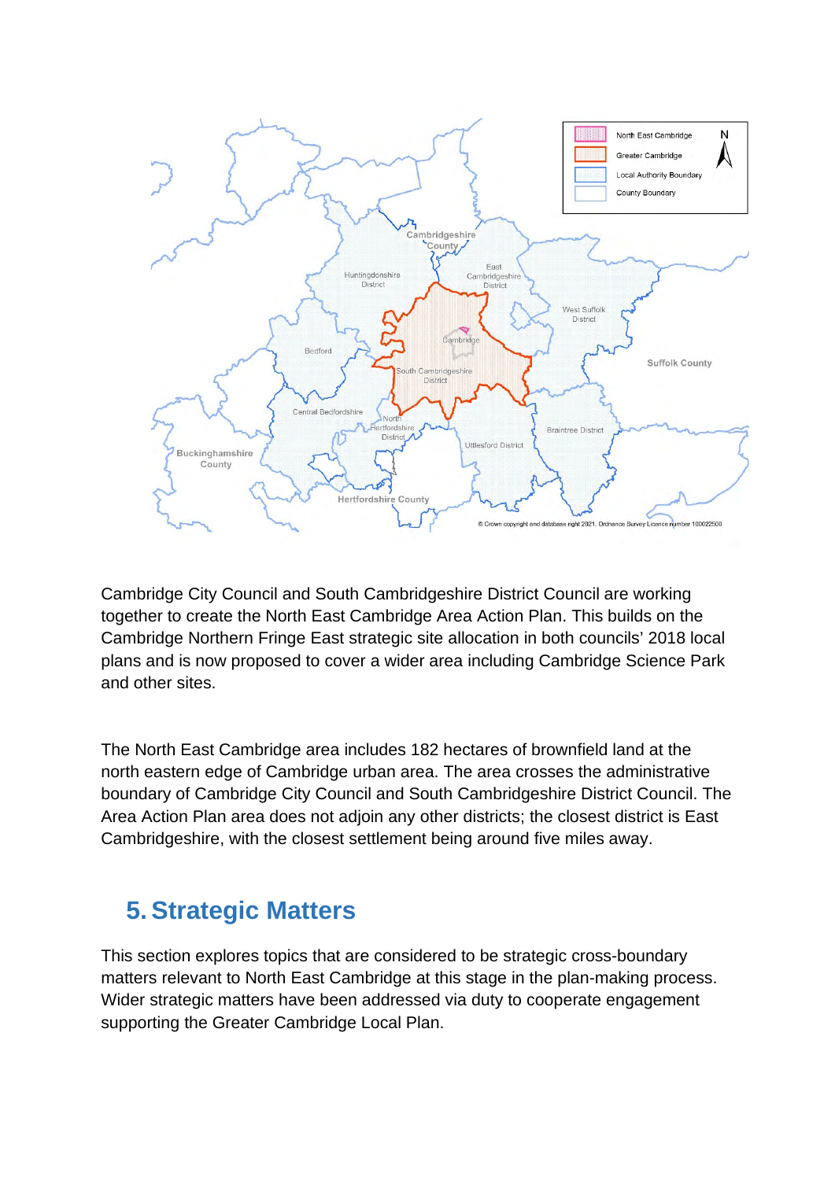Cambridge City Council and South Cambridgeshire District Council are working together to create the North East Cambridge Area Action Plan. This builds on the Cambridge Northern Fringe East strategic site allocation in both councils' 2018 local plans and is now proposed to cover a wider area including Cambridge Science Park and other sites.

The North East Cambridge area includes 182 hectares of brownfield land at the north eastern edge of Cambridge urban area. The area crosses the administrative boundary of Cambridge City Council and South Cambridgeshire District Council. The Area Action Plan area does not adjoin any other districts; the closest district is East Cambridgeshire, with the closest settlement being around five miles away.

## 5. Strategic Matters

This section explores topics that are considered to be strategic cross-boundary matters relevant to North East Cambridge at this stage in the plan-making process. Wider strategic matters have been addressed via duty to cooperate engagement supporting the Greater Cambridge Local Plan.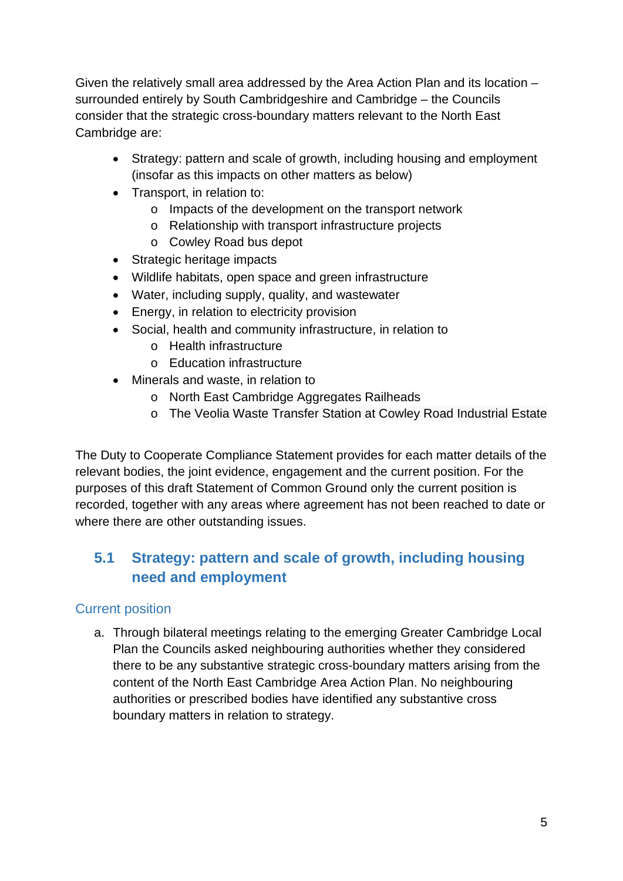Given the relatively small area addressed by the Area Action Plan and its location – surrounded entirely by South Cambridgeshire and Cambridge – the Councils consider that the strategic cross-boundary matters relevant to the North East Cambridge are:

- Strategy: pattern and scale of growth, including housing and employment (insofar as this impacts on other matters as below)
- Transport, in relation to:
  - Impacts of the development on the transport network
  - Relationship with transport infrastructure projects
  - Cowley Road bus depot
- Strategic heritage impacts
- Wildlife habitats, open space and green infrastructure
- Water, including supply, quality, and wastewater
- Energy, in relation to electricity provision
- Social, health and community infrastructure, in relation to
  - Health infrastructure
  - Education infrastructure
- Minerals and waste, in relation to
  - North East Cambridge Aggregates Railheads
  - The Veolia Waste Transfer Station at Cowley Road Industrial Estate

The Duty to Cooperate Compliance Statement provides for each matter details of the relevant bodies, the joint evidence, engagement and the current position. For the purposes of this draft Statement of Common Ground only the current position is recorded, together with any areas where agreement has not been reached to date or where there are other outstanding issues.

## 5.1 Strategy: pattern and scale of growth, including housing need and employment

### Current position

a. Through bilateral meetings relating to the emerging Greater Cambridge Local Plan the Councils asked neighbouring authorities whether they considered there to be any substantive strategic cross-boundary matters arising from the content of the North East Cambridge Area Action Plan. No neighbouring authorities or prescribed bodies have identified any substantive cross boundary matters in relation to strategy.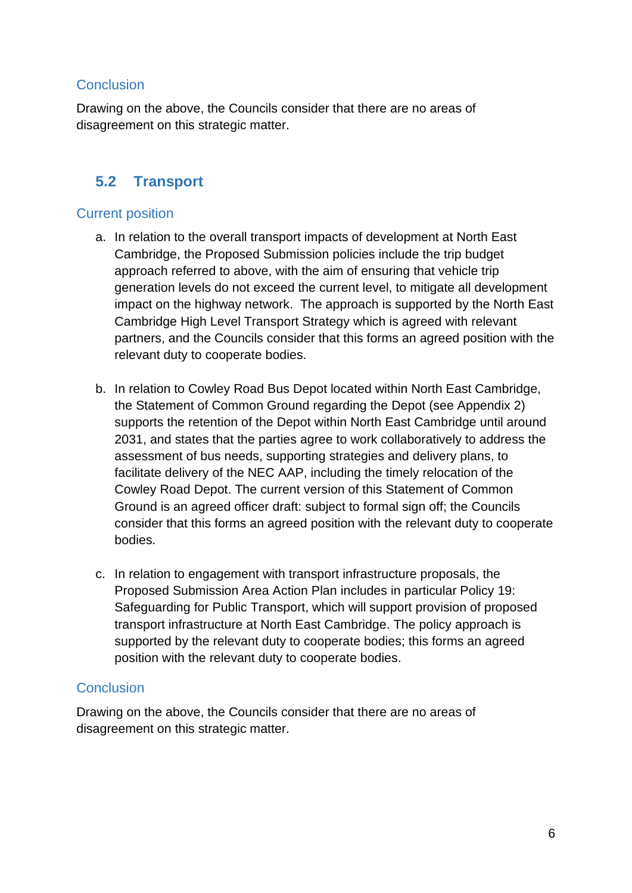### Conclusion

Drawing on the above, the Councils consider that there are no areas of disagreement on this strategic matter.

## 5.2 Transport

### Current position

a. In relation to the overall transport impacts of development at North East Cambridge, the Proposed Submission policies include the trip budget approach referred to above, with the aim of ensuring that vehicle trip generation levels do not exceed the current level, to mitigate all development impact on the highway network. The approach is supported by the North East Cambridge High Level Transport Strategy which is agreed with relevant partners, and the Councils consider that this forms an agreed position with the relevant duty to cooperate bodies.

b. In relation to Cowley Road Bus Depot located within North East Cambridge, the Statement of Common Ground regarding the Depot (see Appendix 2) supports the retention of the Depot within North East Cambridge until around 2031, and states that the parties agree to work collaboratively to address the assessment of bus needs, supporting strategies and delivery plans, to facilitate delivery of the NEC AAP, including the timely relocation of the Cowley Road Depot. The current version of this Statement of Common Ground is an agreed officer draft: subject to formal sign off; the Councils consider that this forms an agreed position with the relevant duty to cooperate bodies.

c. In relation to engagement with transport infrastructure proposals, the Proposed Submission Area Action Plan includes in particular Policy 19: Safeguarding for Public Transport, which will support provision of proposed transport infrastructure at North East Cambridge. The policy approach is supported by the relevant duty to cooperate bodies; this forms an agreed position with the relevant duty to cooperate bodies.

### Conclusion

Drawing on the above, the Councils consider that there are no areas of disagreement on this strategic matter.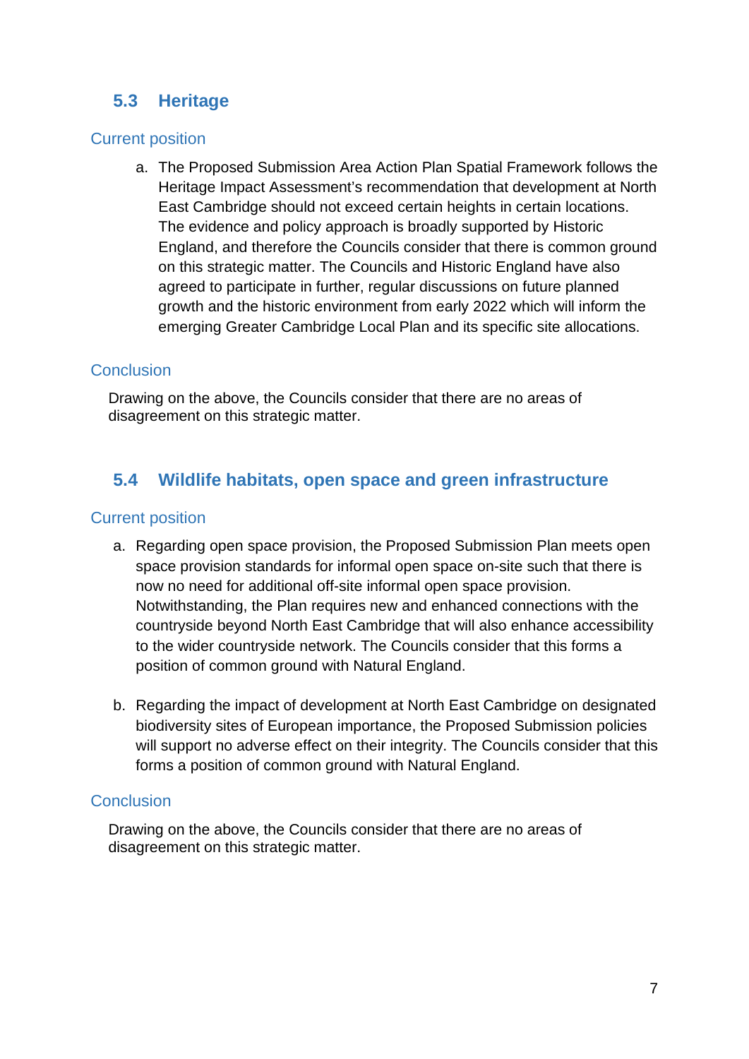## 5.3 Heritage

### Current position

a. The Proposed Submission Area Action Plan Spatial Framework follows the Heritage Impact Assessment's recommendation that development at North East Cambridge should not exceed certain heights in certain locations. The evidence and policy approach is broadly supported by Historic England, and therefore the Councils consider that there is common ground on this strategic matter. The Councils and Historic England have also agreed to participate in further, regular discussions on future planned growth and the historic environment from early 2022 which will inform the emerging Greater Cambridge Local Plan and its specific site allocations.

### Conclusion

Drawing on the above, the Councils consider that there are no areas of disagreement on this strategic matter.

## 5.4 Wildlife habitats, open space and green infrastructure

### Current position

a. Regarding open space provision, the Proposed Submission Plan meets open space provision standards for informal open space on-site such that there is now no need for additional off-site informal open space provision. Notwithstanding, the Plan requires new and enhanced connections with the countryside beyond North East Cambridge that will also enhance accessibility to the wider countryside network. The Councils consider that this forms a position of common ground with Natural England.

b. Regarding the impact of development at North East Cambridge on designated biodiversity sites of European importance, the Proposed Submission policies will support no adverse effect on their integrity. The Councils consider that this forms a position of common ground with Natural England.

### Conclusion

Drawing on the above, the Councils consider that there are no areas of disagreement on this strategic matter.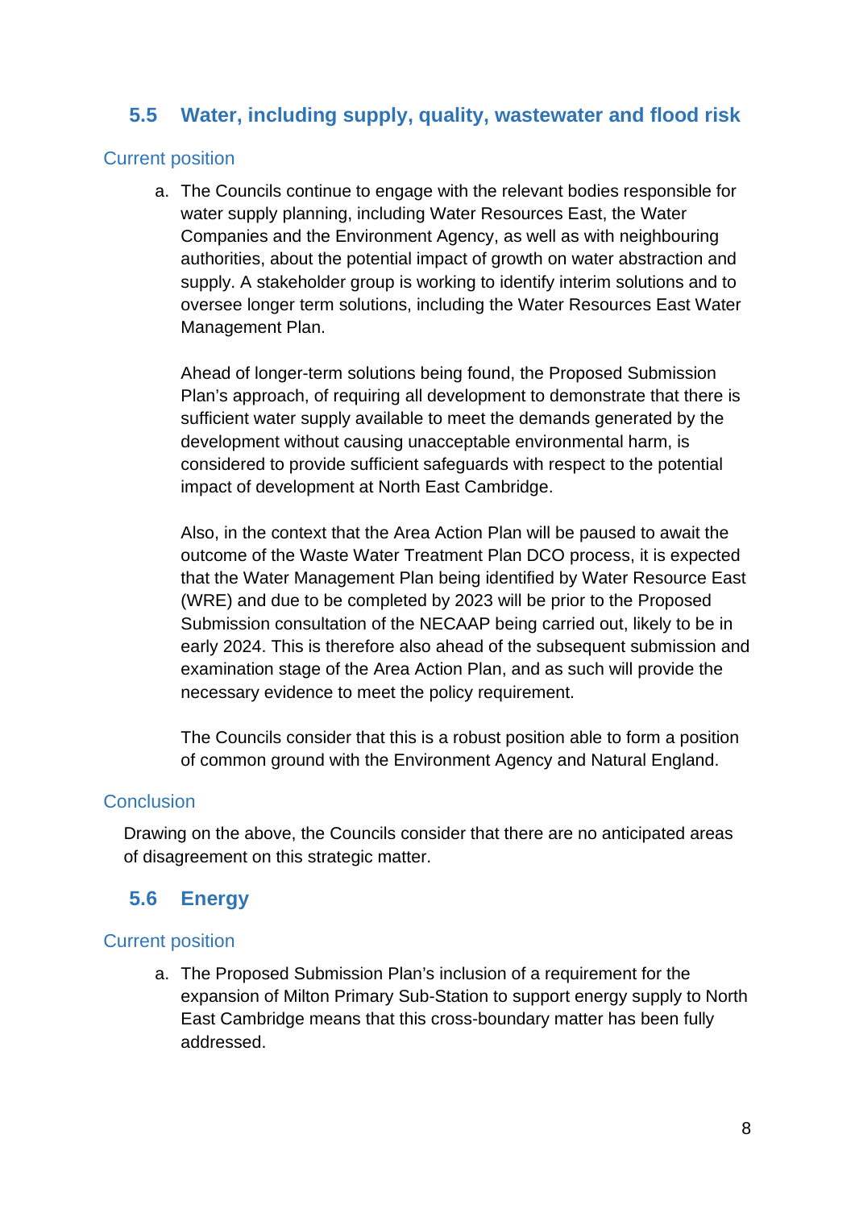## 5.5 Water, including supply, quality, wastewater and flood risk

### Current position

a. The Councils continue to engage with the relevant bodies responsible for water supply planning, including Water Resources East, the Water Companies and the Environment Agency, as well as with neighbouring authorities, about the potential impact of growth on water abstraction and supply. A stakeholder group is working to identify interim solutions and to oversee longer term solutions, including the Water Resources East Water Management Plan.

   Ahead of longer-term solutions being found, the Proposed Submission Plan's approach, of requiring all development to demonstrate that there is sufficient water supply available to meet the demands generated by the development without causing unacceptable environmental harm, is considered to provide sufficient safeguards with respect to the potential impact of development at North East Cambridge.

   Also, in the context that the Area Action Plan will be paused to await the outcome of the Waste Water Treatment Plan DCO process, it is expected that the Water Management Plan being identified by Water Resource East (WRE) and due to be completed by 2023 will be prior to the Proposed Submission consultation of the NECAAP being carried out, likely to be in early 2024. This is therefore also ahead of the subsequent submission and examination stage of the Area Action Plan, and as such will provide the necessary evidence to meet the policy requirement.

   The Councils consider that this is a robust position able to form a position of common ground with the Environment Agency and Natural England.

### Conclusion

Drawing on the above, the Councils consider that there are no anticipated areas of disagreement on this strategic matter.

## 5.6 Energy

### Current position

a. The Proposed Submission Plan's inclusion of a requirement for the expansion of Milton Primary Sub-Station to support energy supply to North East Cambridge means that this cross-boundary matter has been fully addressed.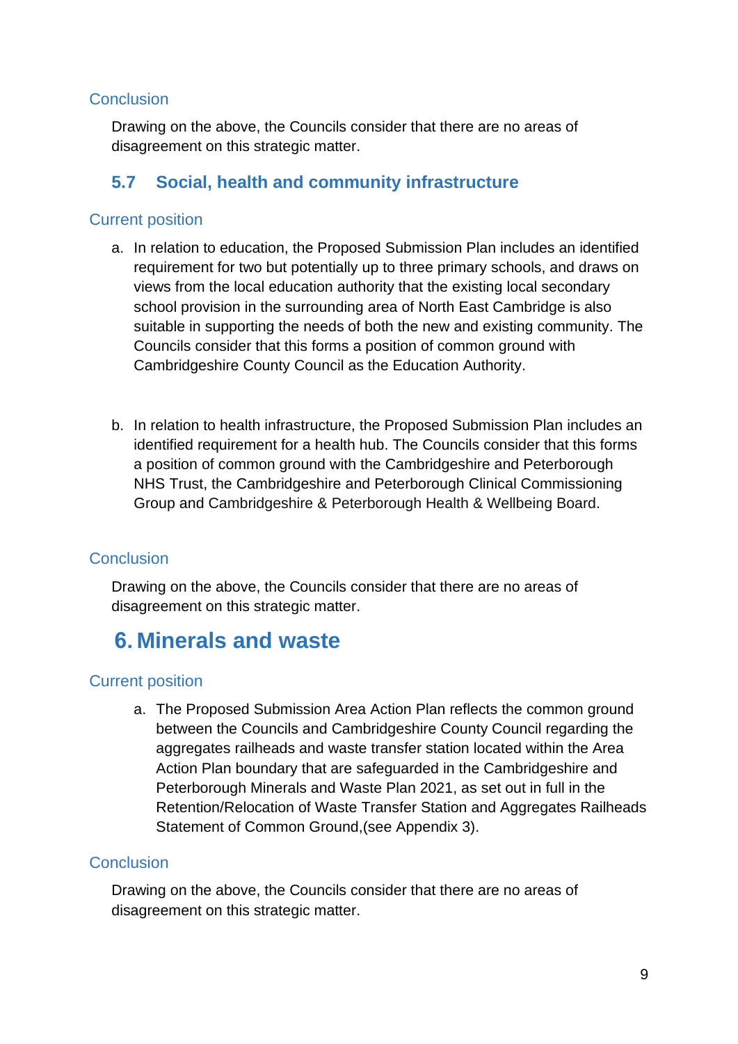### Conclusion

Drawing on the above, the Councils consider that there are no areas of disagreement on this strategic matter.

## 5.7 Social, health and community infrastructure

### Current position

a. In relation to education, the Proposed Submission Plan includes an identified requirement for two but potentially up to three primary schools, and draws on views from the local education authority that the existing local secondary school provision in the surrounding area of North East Cambridge is also suitable in supporting the needs of both the new and existing community. The Councils consider that this forms a position of common ground with Cambridgeshire County Council as the Education Authority.

b. In relation to health infrastructure, the Proposed Submission Plan includes an identified requirement for a health hub. The Councils consider that this forms a position of common ground with the Cambridgeshire and Peterborough NHS Trust, the Cambridgeshire and Peterborough Clinical Commissioning Group and Cambridgeshire & Peterborough Health & Wellbeing Board.

### Conclusion

Drawing on the above, the Councils consider that there are no areas of disagreement on this strategic matter.

# 6. Minerals and waste

### Current position

a. The Proposed Submission Area Action Plan reflects the common ground between the Councils and Cambridgeshire County Council regarding the aggregates railheads and waste transfer station located within the Area Action Plan boundary that are safeguarded in the Cambridgeshire and Peterborough Minerals and Waste Plan 2021, as set out in full in the Retention/Relocation of Waste Transfer Station and Aggregates Railheads Statement of Common Ground,(see Appendix 3).

### Conclusion

Drawing on the above, the Councils consider that there are no areas of disagreement on this strategic matter.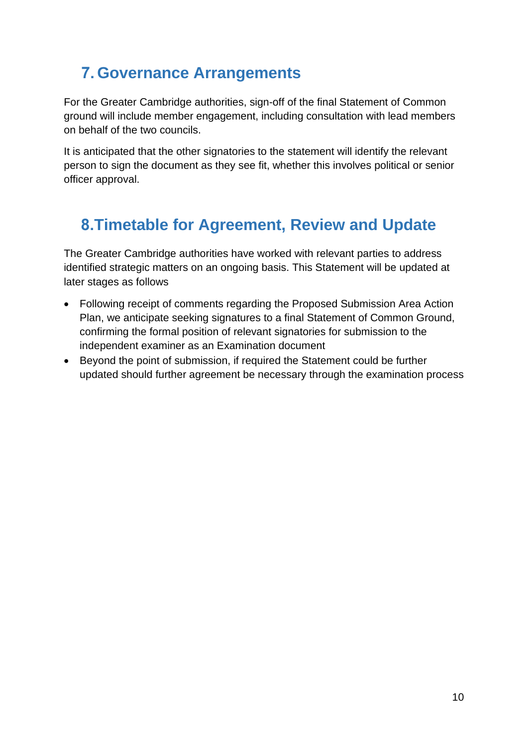## 7. Governance Arrangements

For the Greater Cambridge authorities, sign-off of the final Statement of Common ground will include member engagement, including consultation with lead members on behalf of the two councils.

It is anticipated that the other signatories to the statement will identify the relevant person to sign the document as they see fit, whether this involves political or senior officer approval.

## 8. Timetable for Agreement, Review and Update

The Greater Cambridge authorities have worked with relevant parties to address identified strategic matters on an ongoing basis. This Statement will be updated at later stages as follows

- Following receipt of comments regarding the Proposed Submission Area Action Plan, we anticipate seeking signatures to a final Statement of Common Ground, confirming the formal position of relevant signatories for submission to the independent examiner as an Examination document
- Beyond the point of submission, if required the Statement could be further updated should further agreement be necessary through the examination process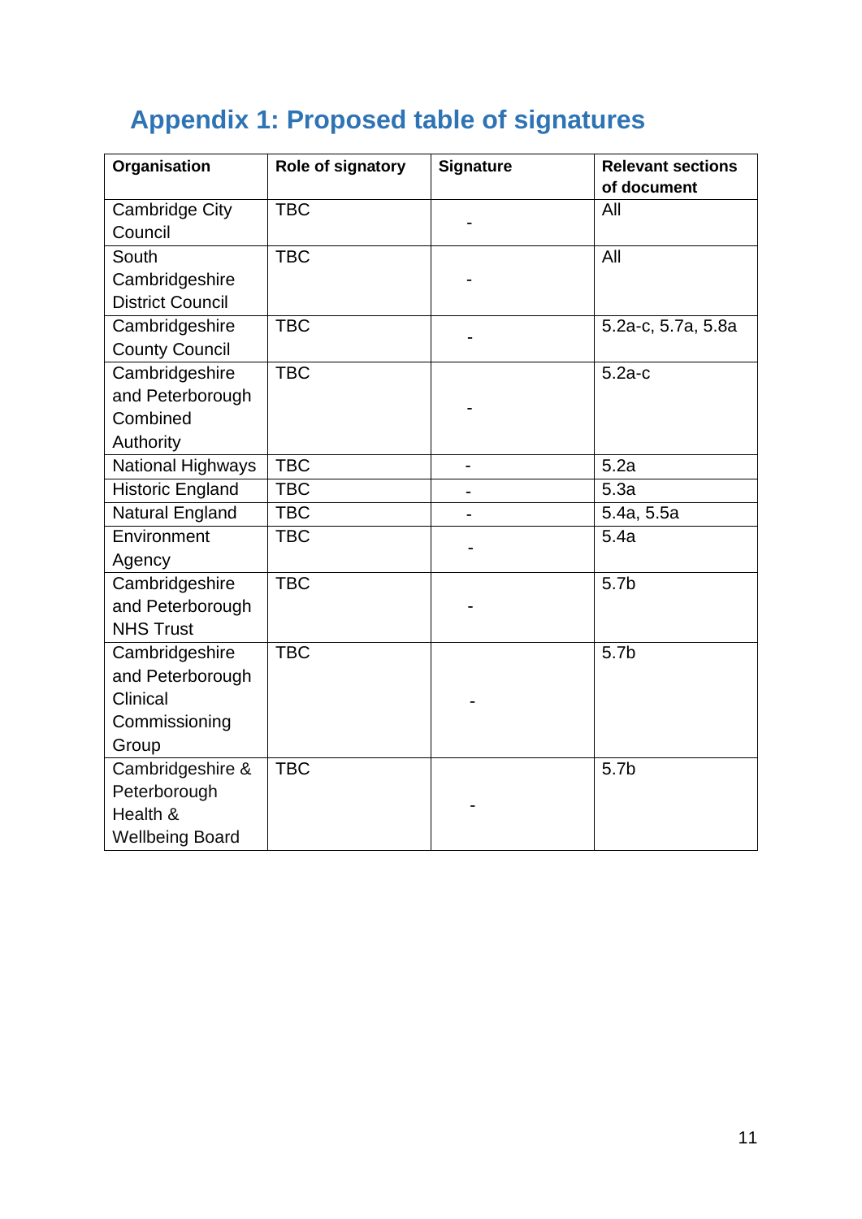# Appendix 1: Proposed table of signatures

| Organisation | Role of signatory | Signature | Relevant sections of document |
|---|---|---|---|
| Cambridge City Council | TBC | - | All |
| South Cambridgeshire District Council | TBC | - | All |
| Cambridgeshire County Council | TBC | - | 5.2a-c, 5.7a, 5.8a |
| Cambridgeshire and Peterborough Combined Authority | TBC | - | 5.2a-c |
| National Highways | TBC | - | 5.2a |
| Historic England | TBC | - | 5.3a |
| Natural England | TBC | - | 5.4a, 5.5a |
| Environment Agency | TBC | - | 5.4a |
| Cambridgeshire and Peterborough NHS Trust | TBC | - | 5.7b |
| Cambridgeshire and Peterborough Clinical Commissioning Group | TBC | - | 5.7b |
| Cambridgeshire & Peterborough Health & Wellbeing Board | TBC | - | 5.7b |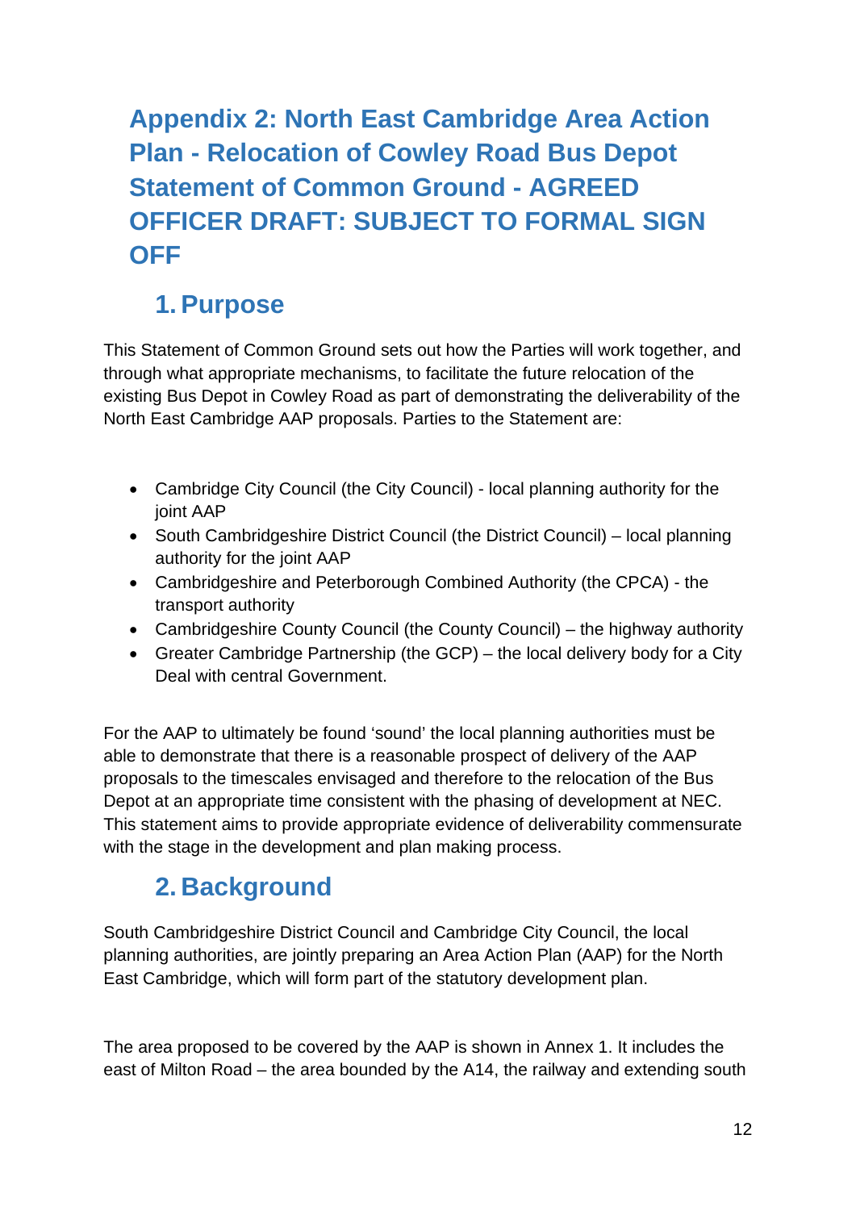# Appendix 2: North East Cambridge Area Action Plan - Relocation of Cowley Road Bus Depot Statement of Common Ground - AGREED OFFICER DRAFT: SUBJECT TO FORMAL SIGN OFF

## 1. Purpose

This Statement of Common Ground sets out how the Parties will work together, and through what appropriate mechanisms, to facilitate the future relocation of the existing Bus Depot in Cowley Road as part of demonstrating the deliverability of the North East Cambridge AAP proposals. Parties to the Statement are:

- Cambridge City Council (the City Council) - local planning authority for the joint AAP
- South Cambridgeshire District Council (the District Council) – local planning authority for the joint AAP
- Cambridgeshire and Peterborough Combined Authority (the CPCA) - the transport authority
- Cambridgeshire County Council (the County Council) – the highway authority
- Greater Cambridge Partnership (the GCP) – the local delivery body for a City Deal with central Government.

For the AAP to ultimately be found 'sound' the local planning authorities must be able to demonstrate that there is a reasonable prospect of delivery of the AAP proposals to the timescales envisaged and therefore to the relocation of the Bus Depot at an appropriate time consistent with the phasing of development at NEC. This statement aims to provide appropriate evidence of deliverability commensurate with the stage in the development and plan making process.

## 2. Background

South Cambridgeshire District Council and Cambridge City Council, the local planning authorities, are jointly preparing an Area Action Plan (AAP) for the North East Cambridge, which will form part of the statutory development plan.

The area proposed to be covered by the AAP is shown in Annex 1. It includes the east of Milton Road – the area bounded by the A14, the railway and extending south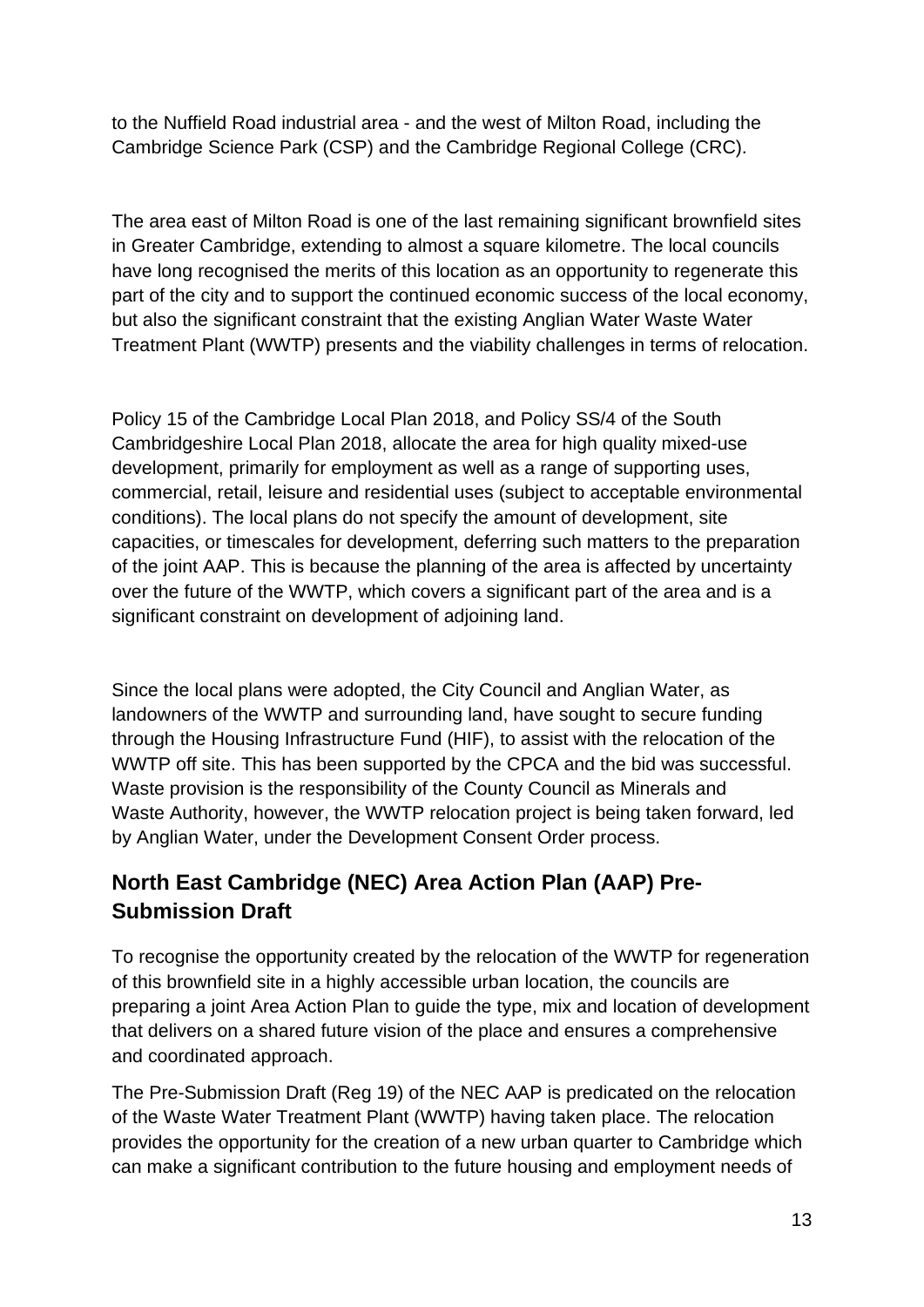to the Nuffield Road industrial area - and the west of Milton Road, including the Cambridge Science Park (CSP) and the Cambridge Regional College (CRC).

The area east of Milton Road is one of the last remaining significant brownfield sites in Greater Cambridge, extending to almost a square kilometre. The local councils have long recognised the merits of this location as an opportunity to regenerate this part of the city and to support the continued economic success of the local economy, but also the significant constraint that the existing Anglian Water Waste Water Treatment Plant (WWTP) presents and the viability challenges in terms of relocation.

Policy 15 of the Cambridge Local Plan 2018, and Policy SS/4 of the South Cambridgeshire Local Plan 2018, allocate the area for high quality mixed-use development, primarily for employment as well as a range of supporting uses, commercial, retail, leisure and residential uses (subject to acceptable environmental conditions). The local plans do not specify the amount of development, site capacities, or timescales for development, deferring such matters to the preparation of the joint AAP. This is because the planning of the area is affected by uncertainty over the future of the WWTP, which covers a significant part of the area and is a significant constraint on development of adjoining land.

Since the local plans were adopted, the City Council and Anglian Water, as landowners of the WWTP and surrounding land, have sought to secure funding through the Housing Infrastructure Fund (HIF), to assist with the relocation of the WWTP off site. This has been supported by the CPCA and the bid was successful. Waste provision is the responsibility of the County Council as Minerals and Waste Authority, however, the WWTP relocation project is being taken forward, led by Anglian Water, under the Development Consent Order process.

## North East Cambridge (NEC) Area Action Plan (AAP) Pre-Submission Draft

To recognise the opportunity created by the relocation of the WWTP for regeneration of this brownfield site in a highly accessible urban location, the councils are preparing a joint Area Action Plan to guide the type, mix and location of development that delivers on a shared future vision of the place and ensures a comprehensive and coordinated approach.

The Pre-Submission Draft (Reg 19) of the NEC AAP is predicated on the relocation of the Waste Water Treatment Plant (WWTP) having taken place. The relocation provides the opportunity for the creation of a new urban quarter to Cambridge which can make a significant contribution to the future housing and employment needs of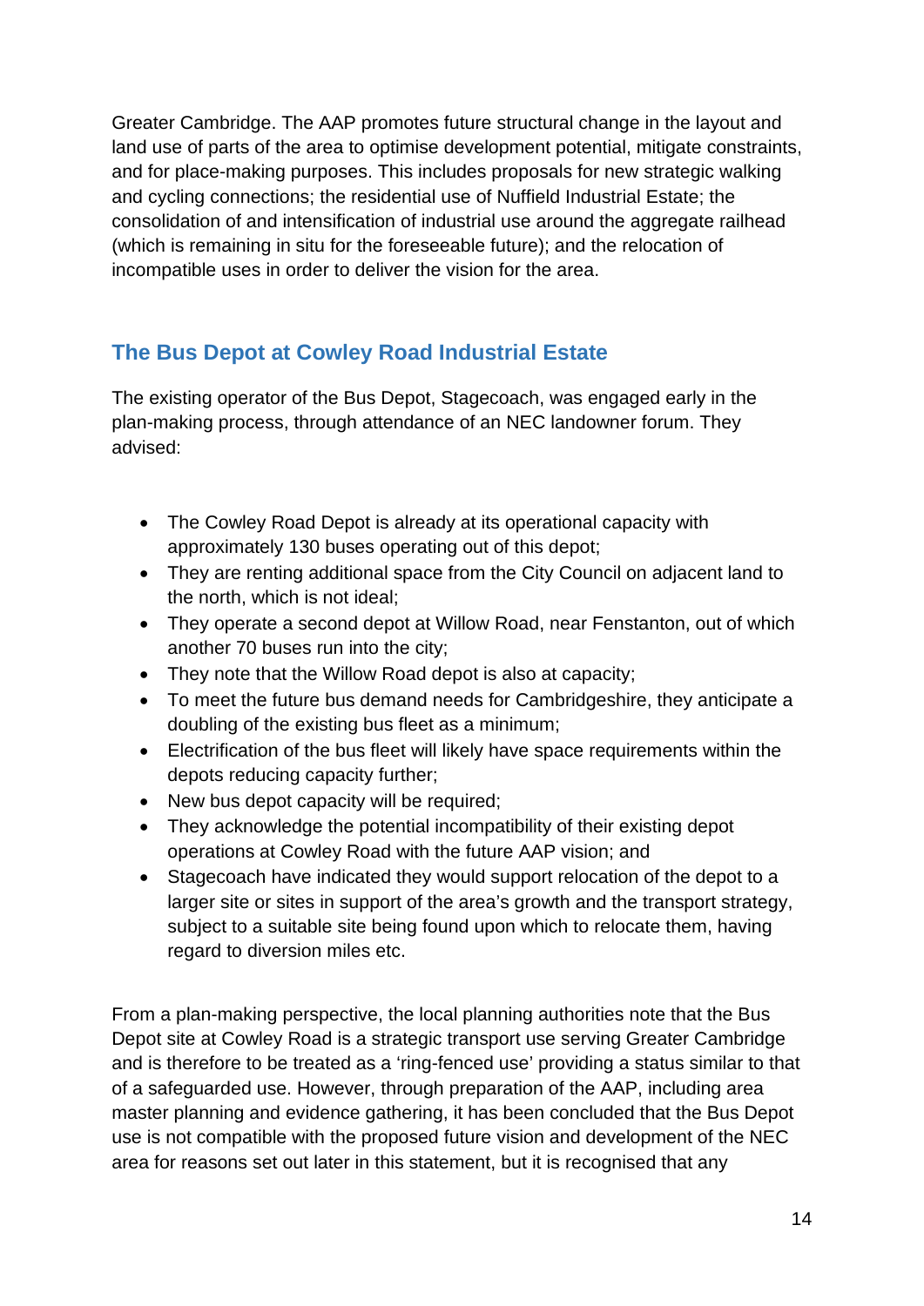Greater Cambridge. The AAP promotes future structural change in the layout and land use of parts of the area to optimise development potential, mitigate constraints, and for place-making purposes. This includes proposals for new strategic walking and cycling connections; the residential use of Nuffield Industrial Estate; the consolidation of and intensification of industrial use around the aggregate railhead (which is remaining in situ for the foreseeable future); and the relocation of incompatible uses in order to deliver the vision for the area.

## The Bus Depot at Cowley Road Industrial Estate

The existing operator of the Bus Depot, Stagecoach, was engaged early in the plan-making process, through attendance of an NEC landowner forum. They advised:

- The Cowley Road Depot is already at its operational capacity with approximately 130 buses operating out of this depot;
- They are renting additional space from the City Council on adjacent land to the north, which is not ideal;
- They operate a second depot at Willow Road, near Fenstanton, out of which another 70 buses run into the city;
- They note that the Willow Road depot is also at capacity;
- To meet the future bus demand needs for Cambridgeshire, they anticipate a doubling of the existing bus fleet as a minimum;
- Electrification of the bus fleet will likely have space requirements within the depots reducing capacity further;
- New bus depot capacity will be required;
- They acknowledge the potential incompatibility of their existing depot operations at Cowley Road with the future AAP vision; and
- Stagecoach have indicated they would support relocation of the depot to a larger site or sites in support of the area's growth and the transport strategy, subject to a suitable site being found upon which to relocate them, having regard to diversion miles etc.

From a plan-making perspective, the local planning authorities note that the Bus Depot site at Cowley Road is a strategic transport use serving Greater Cambridge and is therefore to be treated as a 'ring-fenced use' providing a status similar to that of a safeguarded use. However, through preparation of the AAP, including area master planning and evidence gathering, it has been concluded that the Bus Depot use is not compatible with the proposed future vision and development of the NEC area for reasons set out later in this statement, but it is recognised that any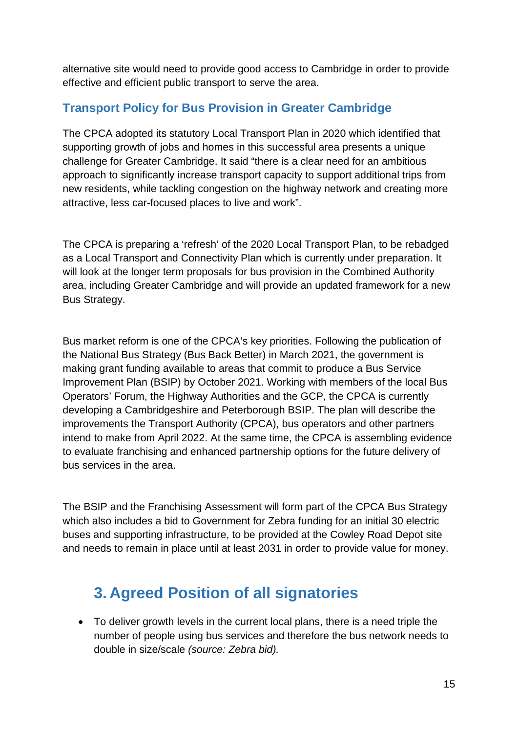alternative site would need to provide good access to Cambridge in order to provide effective and efficient public transport to serve the area.

### Transport Policy for Bus Provision in Greater Cambridge

The CPCA adopted its statutory Local Transport Plan in 2020 which identified that supporting growth of jobs and homes in this successful area presents a unique challenge for Greater Cambridge. It said "there is a clear need for an ambitious approach to significantly increase transport capacity to support additional trips from new residents, while tackling congestion on the highway network and creating more attractive, less car-focused places to live and work".

The CPCA is preparing a 'refresh' of the 2020 Local Transport Plan, to be rebadged as a Local Transport and Connectivity Plan which is currently under preparation. It will look at the longer term proposals for bus provision in the Combined Authority area, including Greater Cambridge and will provide an updated framework for a new Bus Strategy.

Bus market reform is one of the CPCA's key priorities. Following the publication of the National Bus Strategy (Bus Back Better) in March 2021, the government is making grant funding available to areas that commit to produce a Bus Service Improvement Plan (BSIP) by October 2021. Working with members of the local Bus Operators' Forum, the Highway Authorities and the GCP, the CPCA is currently developing a Cambridgeshire and Peterborough BSIP. The plan will describe the improvements the Transport Authority (CPCA), bus operators and other partners intend to make from April 2022. At the same time, the CPCA is assembling evidence to evaluate franchising and enhanced partnership options for the future delivery of bus services in the area.

The BSIP and the Franchising Assessment will form part of the CPCA Bus Strategy which also includes a bid to Government for Zebra funding for an initial 30 electric buses and supporting infrastructure, to be provided at the Cowley Road Depot site and needs to remain in place until at least 2031 in order to provide value for money.

## 3. Agreed Position of all signatories

- To deliver growth levels in the current local plans, there is a need triple the number of people using bus services and therefore the bus network needs to double in size/scale *(source: Zebra bid).*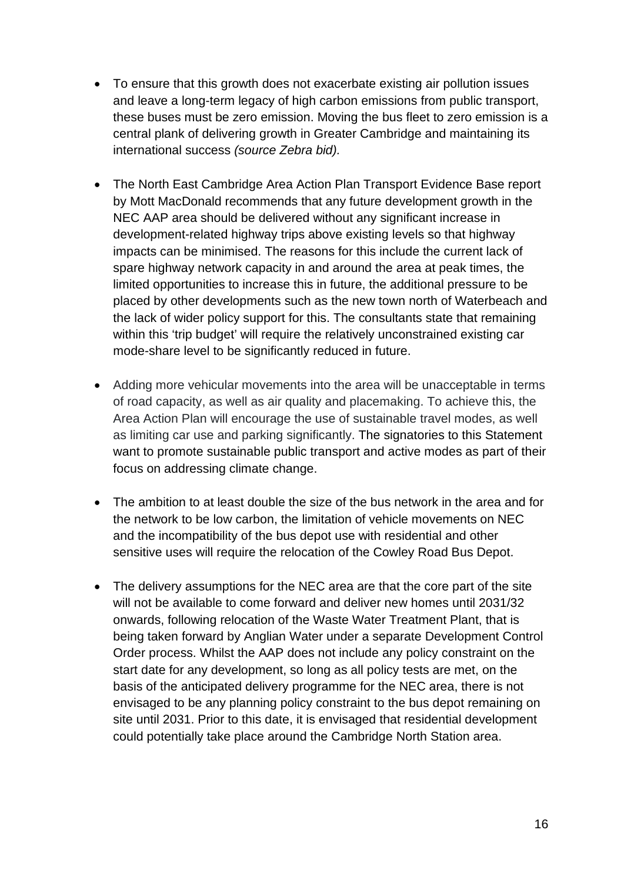- To ensure that this growth does not exacerbate existing air pollution issues and leave a long-term legacy of high carbon emissions from public transport, these buses must be zero emission. Moving the bus fleet to zero emission is a central plank of delivering growth in Greater Cambridge and maintaining its international success *(source Zebra bid).*

- The North East Cambridge Area Action Plan Transport Evidence Base report by Mott MacDonald recommends that any future development growth in the NEC AAP area should be delivered without any significant increase in development-related highway trips above existing levels so that highway impacts can be minimised. The reasons for this include the current lack of spare highway network capacity in and around the area at peak times, the limited opportunities to increase this in future, the additional pressure to be placed by other developments such as the new town north of Waterbeach and the lack of wider policy support for this. The consultants state that remaining within this 'trip budget' will require the relatively unconstrained existing car mode-share level to be significantly reduced in future.

- Adding more vehicular movements into the area will be unacceptable in terms of road capacity, as well as air quality and placemaking. To achieve this, the Area Action Plan will encourage the use of sustainable travel modes, as well as limiting car use and parking significantly. The signatories to this Statement want to promote sustainable public transport and active modes as part of their focus on addressing climate change.

- The ambition to at least double the size of the bus network in the area and for the network to be low carbon, the limitation of vehicle movements on NEC and the incompatibility of the bus depot use with residential and other sensitive uses will require the relocation of the Cowley Road Bus Depot.

- The delivery assumptions for the NEC area are that the core part of the site will not be available to come forward and deliver new homes until 2031/32 onwards, following relocation of the Waste Water Treatment Plant, that is being taken forward by Anglian Water under a separate Development Control Order process. Whilst the AAP does not include any policy constraint on the start date for any development, so long as all policy tests are met, on the basis of the anticipated delivery programme for the NEC area, there is not envisaged to be any planning policy constraint to the bus depot remaining on site until 2031. Prior to this date, it is envisaged that residential development could potentially take place around the Cambridge North Station area.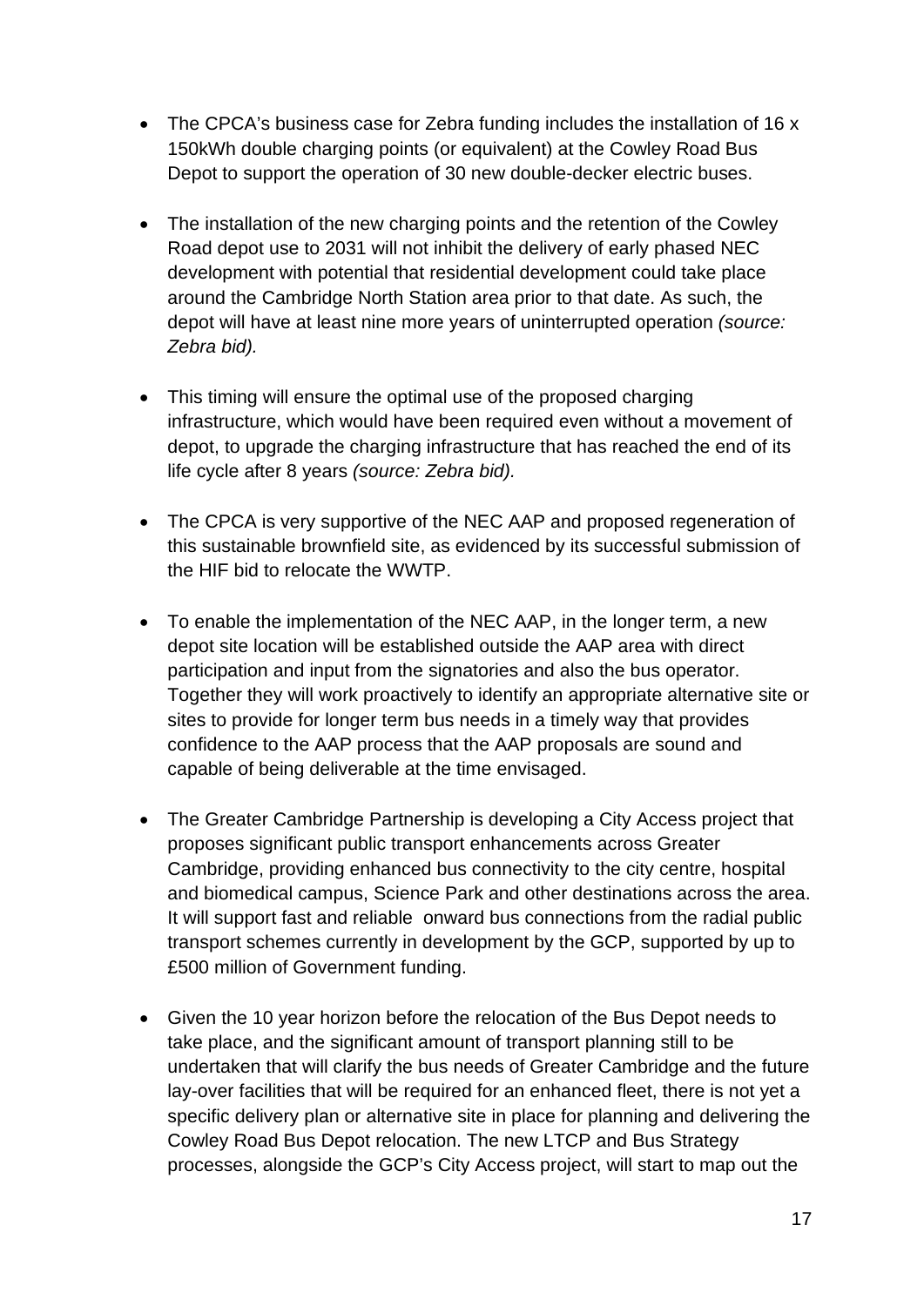- The CPCA's business case for Zebra funding includes the installation of 16 x 150kWh double charging points (or equivalent) at the Cowley Road Bus Depot to support the operation of 30 new double-decker electric buses.

- The installation of the new charging points and the retention of the Cowley Road depot use to 2031 will not inhibit the delivery of early phased NEC development with potential that residential development could take place around the Cambridge North Station area prior to that date. As such, the depot will have at least nine more years of uninterrupted operation *(source: Zebra bid).*

- This timing will ensure the optimal use of the proposed charging infrastructure, which would have been required even without a movement of depot, to upgrade the charging infrastructure that has reached the end of its life cycle after 8 years *(source: Zebra bid).*

- The CPCA is very supportive of the NEC AAP and proposed regeneration of this sustainable brownfield site, as evidenced by its successful submission of the HIF bid to relocate the WWTP.

- To enable the implementation of the NEC AAP, in the longer term, a new depot site location will be established outside the AAP area with direct participation and input from the signatories and also the bus operator. Together they will work proactively to identify an appropriate alternative site or sites to provide for longer term bus needs in a timely way that provides confidence to the AAP process that the AAP proposals are sound and capable of being deliverable at the time envisaged.

- The Greater Cambridge Partnership is developing a City Access project that proposes significant public transport enhancements across Greater Cambridge, providing enhanced bus connectivity to the city centre, hospital and biomedical campus, Science Park and other destinations across the area. It will support fast and reliable onward bus connections from the radial public transport schemes currently in development by the GCP, supported by up to £500 million of Government funding.

- Given the 10 year horizon before the relocation of the Bus Depot needs to take place, and the significant amount of transport planning still to be undertaken that will clarify the bus needs of Greater Cambridge and the future lay-over facilities that will be required for an enhanced fleet, there is not yet a specific delivery plan or alternative site in place for planning and delivering the Cowley Road Bus Depot relocation. The new LTCP and Bus Strategy processes, alongside the GCP's City Access project, will start to map out the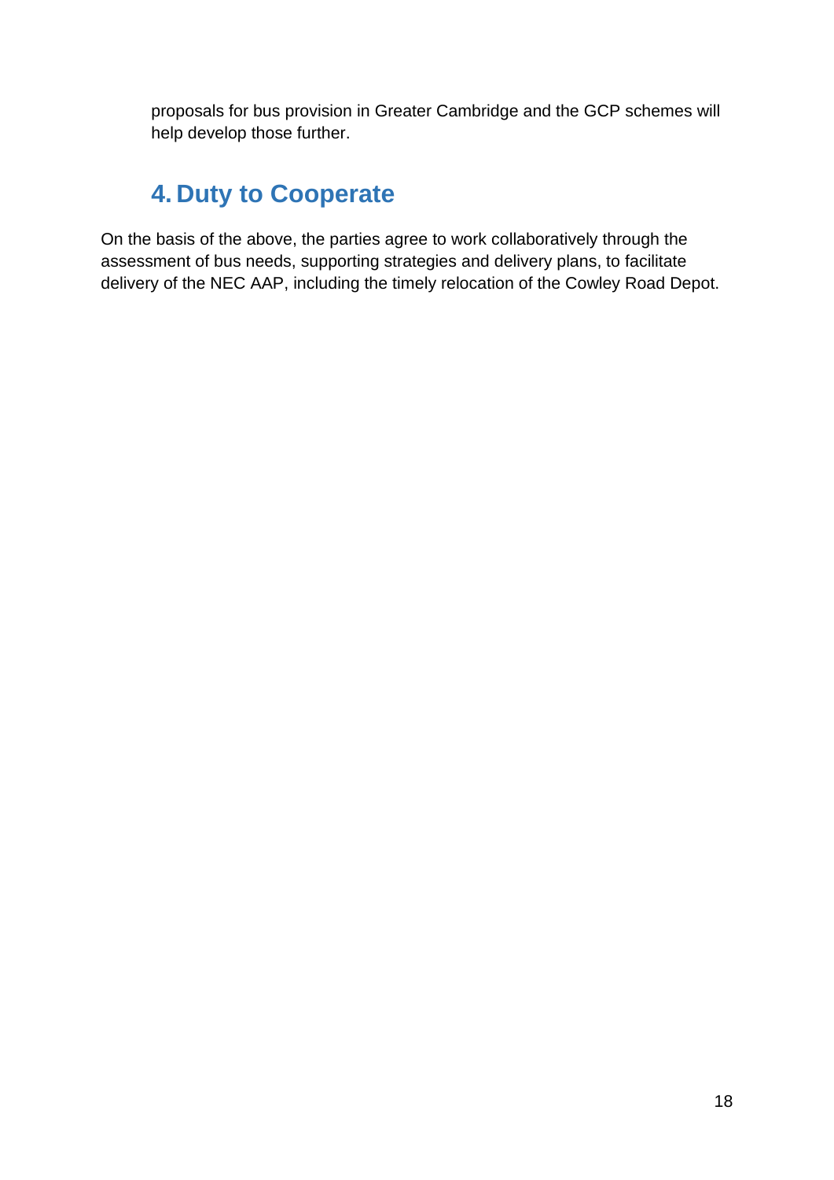proposals for bus provision in Greater Cambridge and the GCP schemes will help develop those further.

## 4. Duty to Cooperate

On the basis of the above, the parties agree to work collaboratively through the assessment of bus needs, supporting strategies and delivery plans, to facilitate delivery of the NEC AAP, including the timely relocation of the Cowley Road Depot.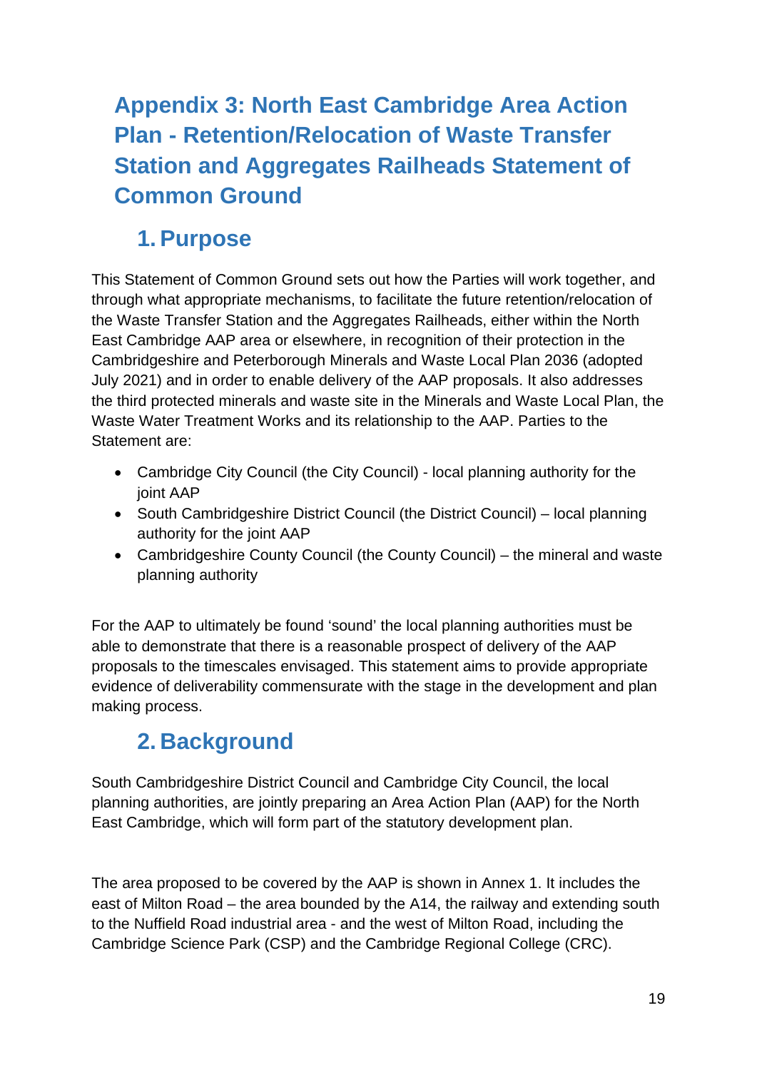# Appendix 3: North East Cambridge Area Action Plan - Retention/Relocation of Waste Transfer Station and Aggregates Railheads Statement of Common Ground

## 1. Purpose

This Statement of Common Ground sets out how the Parties will work together, and through what appropriate mechanisms, to facilitate the future retention/relocation of the Waste Transfer Station and the Aggregates Railheads, either within the North East Cambridge AAP area or elsewhere, in recognition of their protection in the Cambridgeshire and Peterborough Minerals and Waste Local Plan 2036 (adopted July 2021) and in order to enable delivery of the AAP proposals. It also addresses the third protected minerals and waste site in the Minerals and Waste Local Plan, the Waste Water Treatment Works and its relationship to the AAP. Parties to the Statement are:

- Cambridge City Council (the City Council) - local planning authority for the joint AAP
- South Cambridgeshire District Council (the District Council) – local planning authority for the joint AAP
- Cambridgeshire County Council (the County Council) – the mineral and waste planning authority

For the AAP to ultimately be found 'sound' the local planning authorities must be able to demonstrate that there is a reasonable prospect of delivery of the AAP proposals to the timescales envisaged. This statement aims to provide appropriate evidence of deliverability commensurate with the stage in the development and plan making process.

## 2. Background

South Cambridgeshire District Council and Cambridge City Council, the local planning authorities, are jointly preparing an Area Action Plan (AAP) for the North East Cambridge, which will form part of the statutory development plan.

The area proposed to be covered by the AAP is shown in Annex 1. It includes the east of Milton Road – the area bounded by the A14, the railway and extending south to the Nuffield Road industrial area - and the west of Milton Road, including the Cambridge Science Park (CSP) and the Cambridge Regional College (CRC).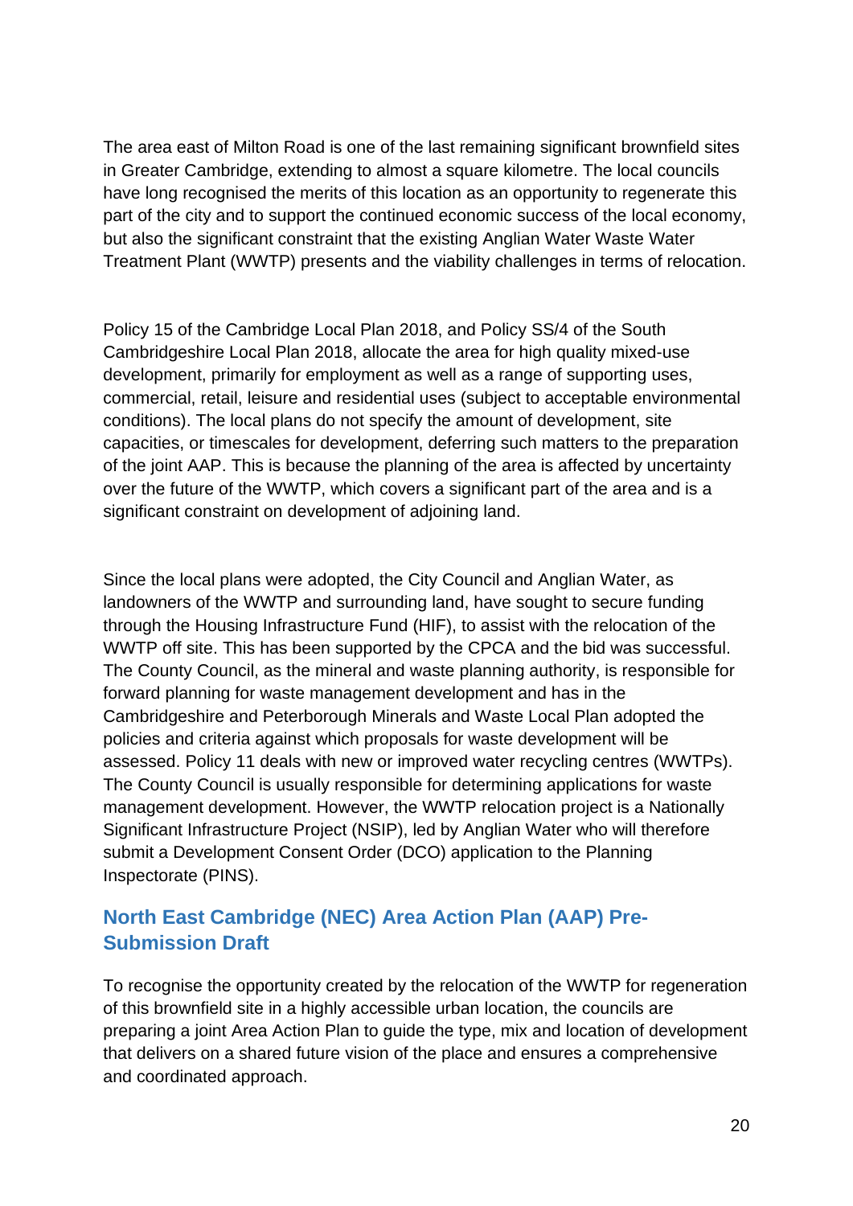The area east of Milton Road is one of the last remaining significant brownfield sites in Greater Cambridge, extending to almost a square kilometre. The local councils have long recognised the merits of this location as an opportunity to regenerate this part of the city and to support the continued economic success of the local economy, but also the significant constraint that the existing Anglian Water Waste Water Treatment Plant (WWTP) presents and the viability challenges in terms of relocation.

Policy 15 of the Cambridge Local Plan 2018, and Policy SS/4 of the South Cambridgeshire Local Plan 2018, allocate the area for high quality mixed-use development, primarily for employment as well as a range of supporting uses, commercial, retail, leisure and residential uses (subject to acceptable environmental conditions). The local plans do not specify the amount of development, site capacities, or timescales for development, deferring such matters to the preparation of the joint AAP. This is because the planning of the area is affected by uncertainty over the future of the WWTP, which covers a significant part of the area and is a significant constraint on development of adjoining land.

Since the local plans were adopted, the City Council and Anglian Water, as landowners of the WWTP and surrounding land, have sought to secure funding through the Housing Infrastructure Fund (HIF), to assist with the relocation of the WWTP off site. This has been supported by the CPCA and the bid was successful. The County Council, as the mineral and waste planning authority, is responsible for forward planning for waste management development and has in the Cambridgeshire and Peterborough Minerals and Waste Local Plan adopted the policies and criteria against which proposals for waste development will be assessed. Policy 11 deals with new or improved water recycling centres (WWTPs). The County Council is usually responsible for determining applications for waste management development. However, the WWTP relocation project is a Nationally Significant Infrastructure Project (NSIP), led by Anglian Water who will therefore submit a Development Consent Order (DCO) application to the Planning Inspectorate (PINS).

## North East Cambridge (NEC) Area Action Plan (AAP) Pre-Submission Draft

To recognise the opportunity created by the relocation of the WWTP for regeneration of this brownfield site in a highly accessible urban location, the councils are preparing a joint Area Action Plan to guide the type, mix and location of development that delivers on a shared future vision of the place and ensures a comprehensive and coordinated approach.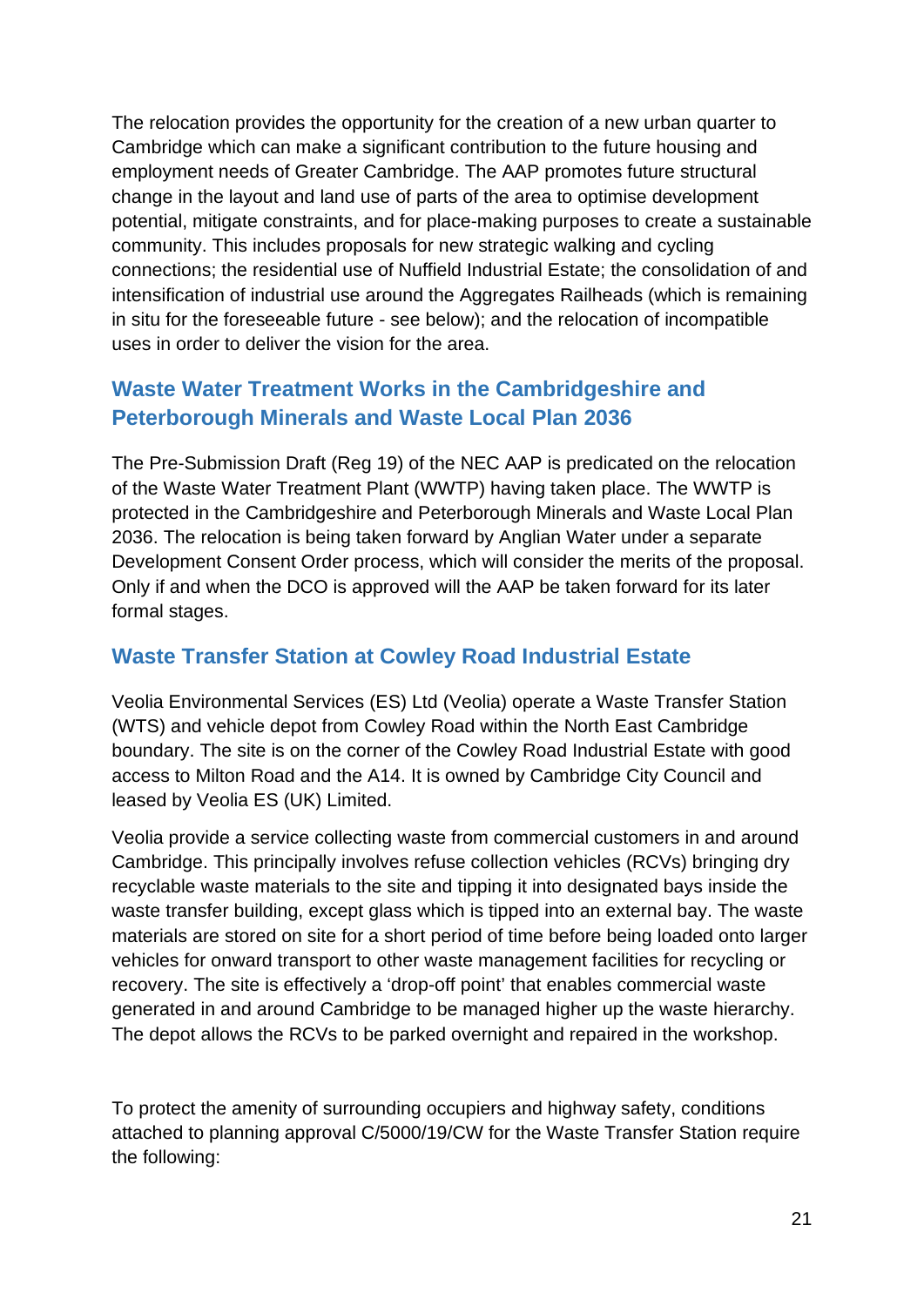The relocation provides the opportunity for the creation of a new urban quarter to Cambridge which can make a significant contribution to the future housing and employment needs of Greater Cambridge. The AAP promotes future structural change in the layout and land use of parts of the area to optimise development potential, mitigate constraints, and for place-making purposes to create a sustainable community. This includes proposals for new strategic walking and cycling connections; the residential use of Nuffield Industrial Estate; the consolidation of and intensification of industrial use around the Aggregates Railheads (which is remaining in situ for the foreseeable future - see below); and the relocation of incompatible uses in order to deliver the vision for the area.

## Waste Water Treatment Works in the Cambridgeshire and Peterborough Minerals and Waste Local Plan 2036

The Pre-Submission Draft (Reg 19) of the NEC AAP is predicated on the relocation of the Waste Water Treatment Plant (WWTP) having taken place. The WWTP is protected in the Cambridgeshire and Peterborough Minerals and Waste Local Plan 2036. The relocation is being taken forward by Anglian Water under a separate Development Consent Order process, which will consider the merits of the proposal. Only if and when the DCO is approved will the AAP be taken forward for its later formal stages.

## Waste Transfer Station at Cowley Road Industrial Estate

Veolia Environmental Services (ES) Ltd (Veolia) operate a Waste Transfer Station (WTS) and vehicle depot from Cowley Road within the North East Cambridge boundary. The site is on the corner of the Cowley Road Industrial Estate with good access to Milton Road and the A14. It is owned by Cambridge City Council and leased by Veolia ES (UK) Limited.

Veolia provide a service collecting waste from commercial customers in and around Cambridge. This principally involves refuse collection vehicles (RCVs) bringing dry recyclable waste materials to the site and tipping it into designated bays inside the waste transfer building, except glass which is tipped into an external bay. The waste materials are stored on site for a short period of time before being loaded onto larger vehicles for onward transport to other waste management facilities for recycling or recovery. The site is effectively a 'drop-off point' that enables commercial waste generated in and around Cambridge to be managed higher up the waste hierarchy. The depot allows the RCVs to be parked overnight and repaired in the workshop.

To protect the amenity of surrounding occupiers and highway safety, conditions attached to planning approval C/5000/19/CW for the Waste Transfer Station require the following: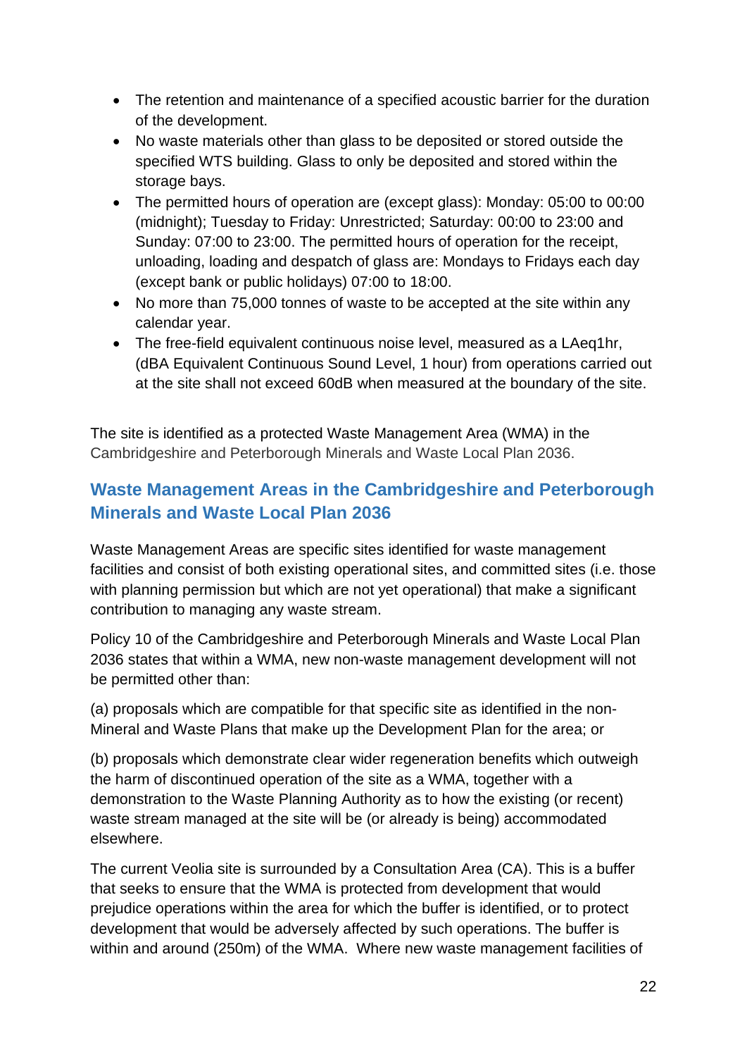- The retention and maintenance of a specified acoustic barrier for the duration of the development.
- No waste materials other than glass to be deposited or stored outside the specified WTS building. Glass to only be deposited and stored within the storage bays.
- The permitted hours of operation are (except glass): Monday: 05:00 to 00:00 (midnight); Tuesday to Friday: Unrestricted; Saturday: 00:00 to 23:00 and Sunday: 07:00 to 23:00. The permitted hours of operation for the receipt, unloading, loading and despatch of glass are: Mondays to Fridays each day (except bank or public holidays) 07:00 to 18:00.
- No more than 75,000 tonnes of waste to be accepted at the site within any calendar year.
- The free-field equivalent continuous noise level, measured as a LAeq1hr, (dBA Equivalent Continuous Sound Level, 1 hour) from operations carried out at the site shall not exceed 60dB when measured at the boundary of the site.

The site is identified as a protected Waste Management Area (WMA) in the Cambridgeshire and Peterborough Minerals and Waste Local Plan 2036.

## Waste Management Areas in the Cambridgeshire and Peterborough Minerals and Waste Local Plan 2036

Waste Management Areas are specific sites identified for waste management facilities and consist of both existing operational sites, and committed sites (i.e. those with planning permission but which are not yet operational) that make a significant contribution to managing any waste stream.

Policy 10 of the Cambridgeshire and Peterborough Minerals and Waste Local Plan 2036 states that within a WMA, new non-waste management development will not be permitted other than:

(a) proposals which are compatible for that specific site as identified in the non-Mineral and Waste Plans that make up the Development Plan for the area; or

(b) proposals which demonstrate clear wider regeneration benefits which outweigh the harm of discontinued operation of the site as a WMA, together with a demonstration to the Waste Planning Authority as to how the existing (or recent) waste stream managed at the site will be (or already is being) accommodated elsewhere.

The current Veolia site is surrounded by a Consultation Area (CA). This is a buffer that seeks to ensure that the WMA is protected from development that would prejudice operations within the area for which the buffer is identified, or to protect development that would be adversely affected by such operations. The buffer is within and around (250m) of the WMA. Where new waste management facilities of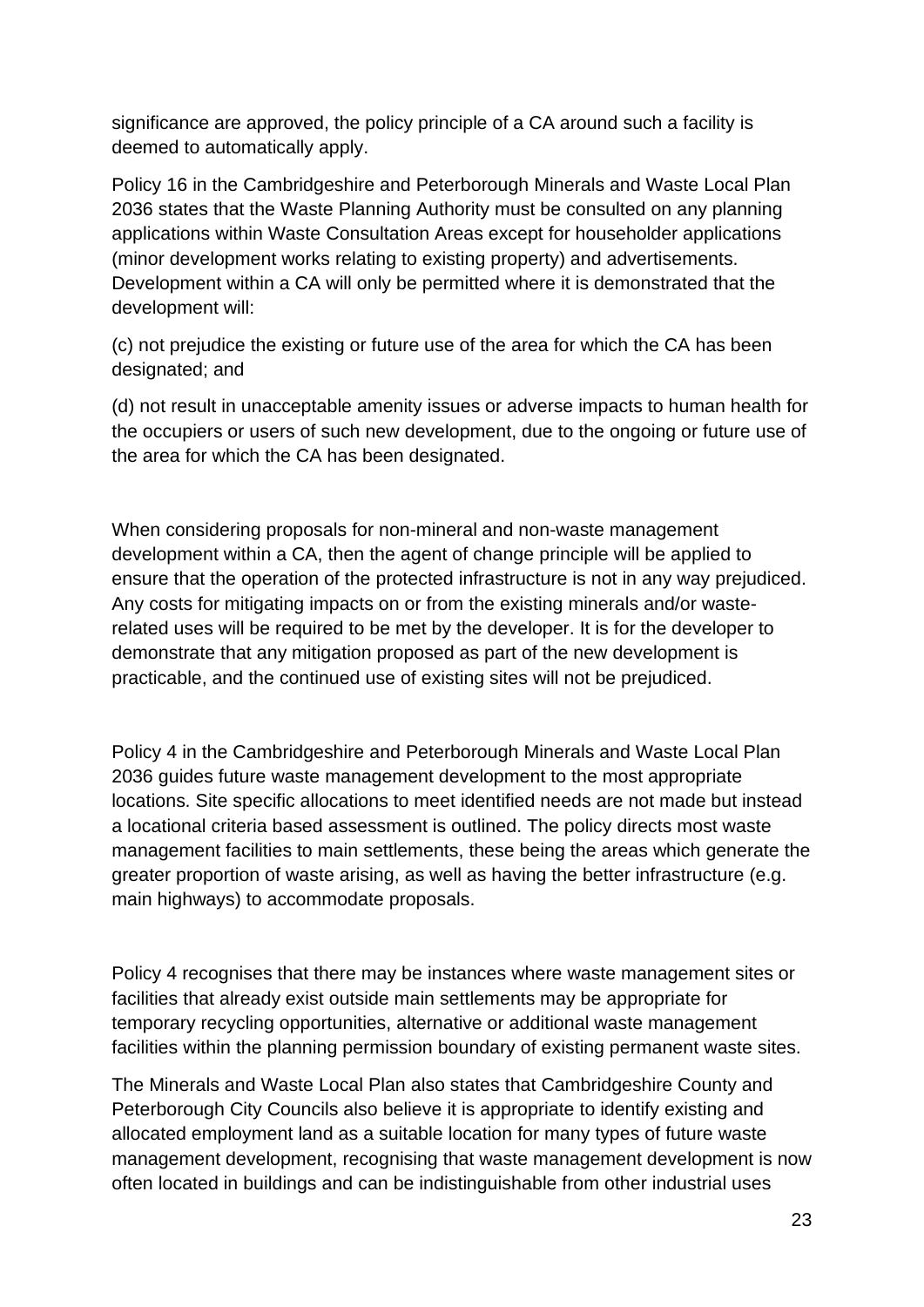significance are approved, the policy principle of a CA around such a facility is deemed to automatically apply.

Policy 16 in the Cambridgeshire and Peterborough Minerals and Waste Local Plan 2036 states that the Waste Planning Authority must be consulted on any planning applications within Waste Consultation Areas except for householder applications (minor development works relating to existing property) and advertisements. Development within a CA will only be permitted where it is demonstrated that the development will:

(c) not prejudice the existing or future use of the area for which the CA has been designated; and

(d) not result in unacceptable amenity issues or adverse impacts to human health for the occupiers or users of such new development, due to the ongoing or future use of the area for which the CA has been designated.

When considering proposals for non-mineral and non-waste management development within a CA, then the agent of change principle will be applied to ensure that the operation of the protected infrastructure is not in any way prejudiced. Any costs for mitigating impacts on or from the existing minerals and/or waste-related uses will be required to be met by the developer. It is for the developer to demonstrate that any mitigation proposed as part of the new development is practicable, and the continued use of existing sites will not be prejudiced.

Policy 4 in the Cambridgeshire and Peterborough Minerals and Waste Local Plan 2036 guides future waste management development to the most appropriate locations. Site specific allocations to meet identified needs are not made but instead a locational criteria based assessment is outlined. The policy directs most waste management facilities to main settlements, these being the areas which generate the greater proportion of waste arising, as well as having the better infrastructure (e.g. main highways) to accommodate proposals.

Policy 4 recognises that there may be instances where waste management sites or facilities that already exist outside main settlements may be appropriate for temporary recycling opportunities, alternative or additional waste management facilities within the planning permission boundary of existing permanent waste sites.

The Minerals and Waste Local Plan also states that Cambridgeshire County and Peterborough City Councils also believe it is appropriate to identify existing and allocated employment land as a suitable location for many types of future waste management development, recognising that waste management development is now often located in buildings and can be indistinguishable from other industrial uses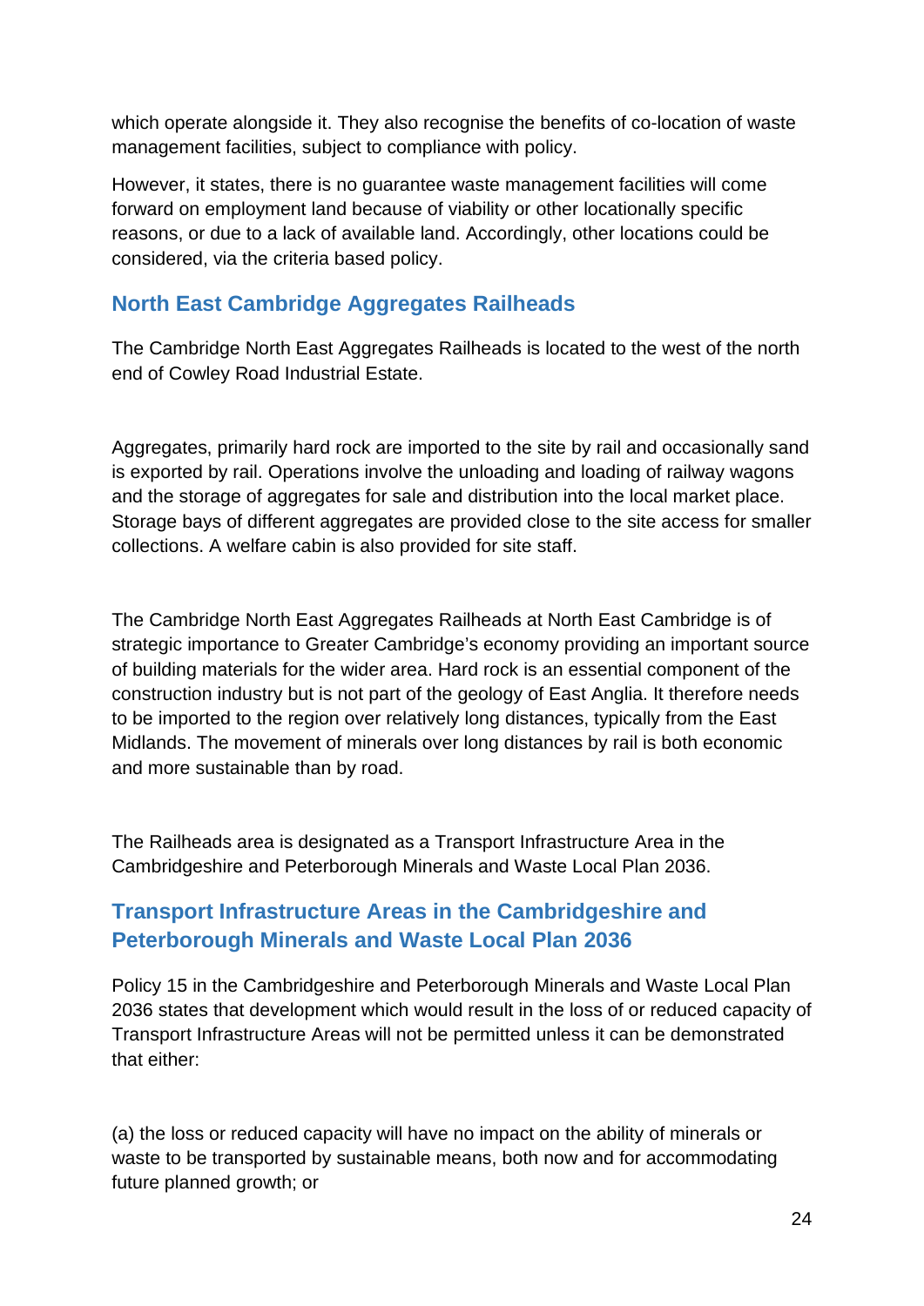which operate alongside it. They also recognise the benefits of co-location of waste management facilities, subject to compliance with policy.

However, it states, there is no guarantee waste management facilities will come forward on employment land because of viability or other locationally specific reasons, or due to a lack of available land. Accordingly, other locations could be considered, via the criteria based policy.

## North East Cambridge Aggregates Railheads

The Cambridge North East Aggregates Railheads is located to the west of the north end of Cowley Road Industrial Estate.

Aggregates, primarily hard rock are imported to the site by rail and occasionally sand is exported by rail. Operations involve the unloading and loading of railway wagons and the storage of aggregates for sale and distribution into the local market place. Storage bays of different aggregates are provided close to the site access for smaller collections. A welfare cabin is also provided for site staff.

The Cambridge North East Aggregates Railheads at North East Cambridge is of strategic importance to Greater Cambridge's economy providing an important source of building materials for the wider area. Hard rock is an essential component of the construction industry but is not part of the geology of East Anglia. It therefore needs to be imported to the region over relatively long distances, typically from the East Midlands. The movement of minerals over long distances by rail is both economic and more sustainable than by road.

The Railheads area is designated as a Transport Infrastructure Area in the Cambridgeshire and Peterborough Minerals and Waste Local Plan 2036.

## Transport Infrastructure Areas in the Cambridgeshire and Peterborough Minerals and Waste Local Plan 2036

Policy 15 in the Cambridgeshire and Peterborough Minerals and Waste Local Plan 2036 states that development which would result in the loss of or reduced capacity of Transport Infrastructure Areas will not be permitted unless it can be demonstrated that either:

(a) the loss or reduced capacity will have no impact on the ability of minerals or waste to be transported by sustainable means, both now and for accommodating future planned growth; or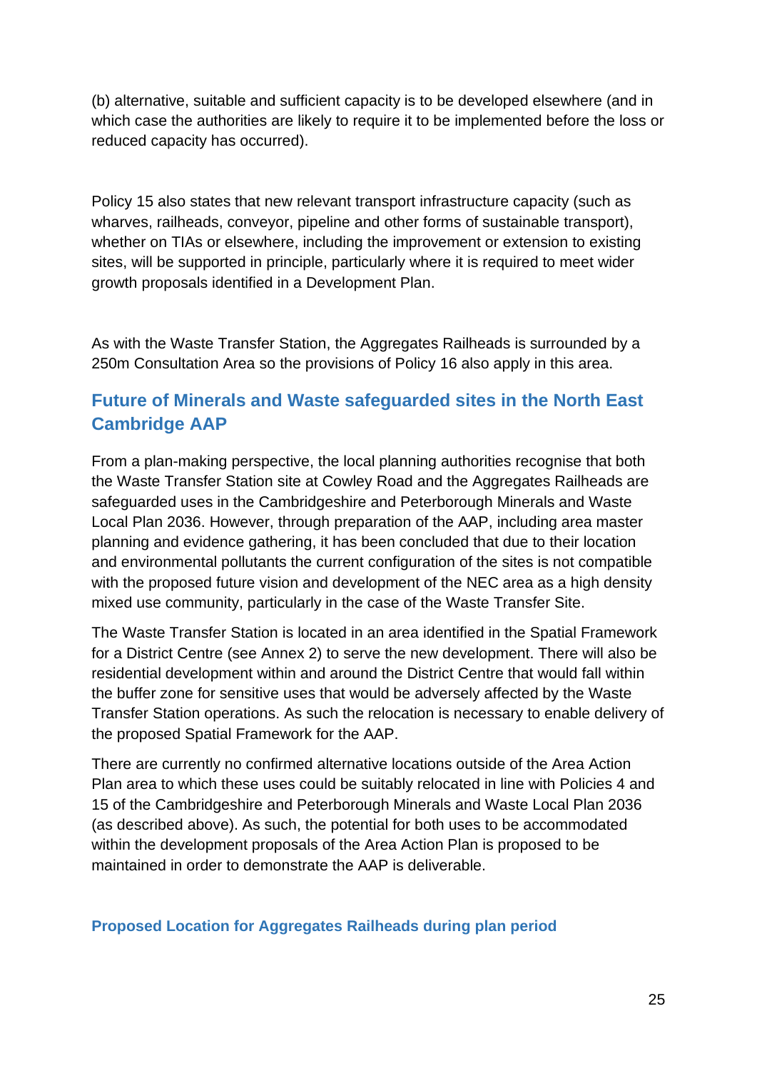(b) alternative, suitable and sufficient capacity is to be developed elsewhere (and in which case the authorities are likely to require it to be implemented before the loss or reduced capacity has occurred).

Policy 15 also states that new relevant transport infrastructure capacity (such as wharves, railheads, conveyor, pipeline and other forms of sustainable transport), whether on TIAs or elsewhere, including the improvement or extension to existing sites, will be supported in principle, particularly where it is required to meet wider growth proposals identified in a Development Plan.

As with the Waste Transfer Station, the Aggregates Railheads is surrounded by a 250m Consultation Area so the provisions of Policy 16 also apply in this area.

## Future of Minerals and Waste safeguarded sites in the North East Cambridge AAP

From a plan-making perspective, the local planning authorities recognise that both the Waste Transfer Station site at Cowley Road and the Aggregates Railheads are safeguarded uses in the Cambridgeshire and Peterborough Minerals and Waste Local Plan 2036. However, through preparation of the AAP, including area master planning and evidence gathering, it has been concluded that due to their location and environmental pollutants the current configuration of the sites is not compatible with the proposed future vision and development of the NEC area as a high density mixed use community, particularly in the case of the Waste Transfer Site.

The Waste Transfer Station is located in an area identified in the Spatial Framework for a District Centre (see Annex 2) to serve the new development. There will also be residential development within and around the District Centre that would fall within the buffer zone for sensitive uses that would be adversely affected by the Waste Transfer Station operations. As such the relocation is necessary to enable delivery of the proposed Spatial Framework for the AAP.

There are currently no confirmed alternative locations outside of the Area Action Plan area to which these uses could be suitably relocated in line with Policies 4 and 15 of the Cambridgeshire and Peterborough Minerals and Waste Local Plan 2036 (as described above). As such, the potential for both uses to be accommodated within the development proposals of the Area Action Plan is proposed to be maintained in order to demonstrate the AAP is deliverable.

### Proposed Location for Aggregates Railheads during plan period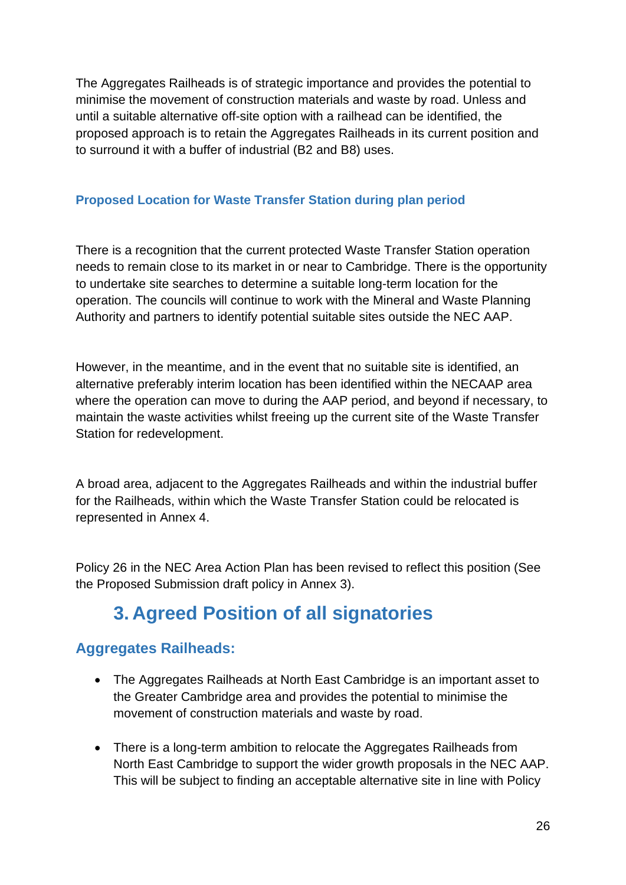The Aggregates Railheads is of strategic importance and provides the potential to minimise the movement of construction materials and waste by road. Unless and until a suitable alternative off-site option with a railhead can be identified, the proposed approach is to retain the Aggregates Railheads in its current position and to surround it with a buffer of industrial (B2 and B8) uses.

#### Proposed Location for Waste Transfer Station during plan period

There is a recognition that the current protected Waste Transfer Station operation needs to remain close to its market in or near to Cambridge. There is the opportunity to undertake site searches to determine a suitable long-term location for the operation. The councils will continue to work with the Mineral and Waste Planning Authority and partners to identify potential suitable sites outside the NEC AAP.

However, in the meantime, and in the event that no suitable site is identified, an alternative preferably interim location has been identified within the NECAAP area where the operation can move to during the AAP period, and beyond if necessary, to maintain the waste activities whilst freeing up the current site of the Waste Transfer Station for redevelopment.

A broad area, adjacent to the Aggregates Railheads and within the industrial buffer for the Railheads, within which the Waste Transfer Station could be relocated is represented in Annex 4.

Policy 26 in the NEC Area Action Plan has been revised to reflect this position (See the Proposed Submission draft policy in Annex 3).

## 3. Agreed Position of all signatories

### Aggregates Railheads:

- The Aggregates Railheads at North East Cambridge is an important asset to the Greater Cambridge area and provides the potential to minimise the movement of construction materials and waste by road.
- There is a long-term ambition to relocate the Aggregates Railheads from North East Cambridge to support the wider growth proposals in the NEC AAP. This will be subject to finding an acceptable alternative site in line with Policy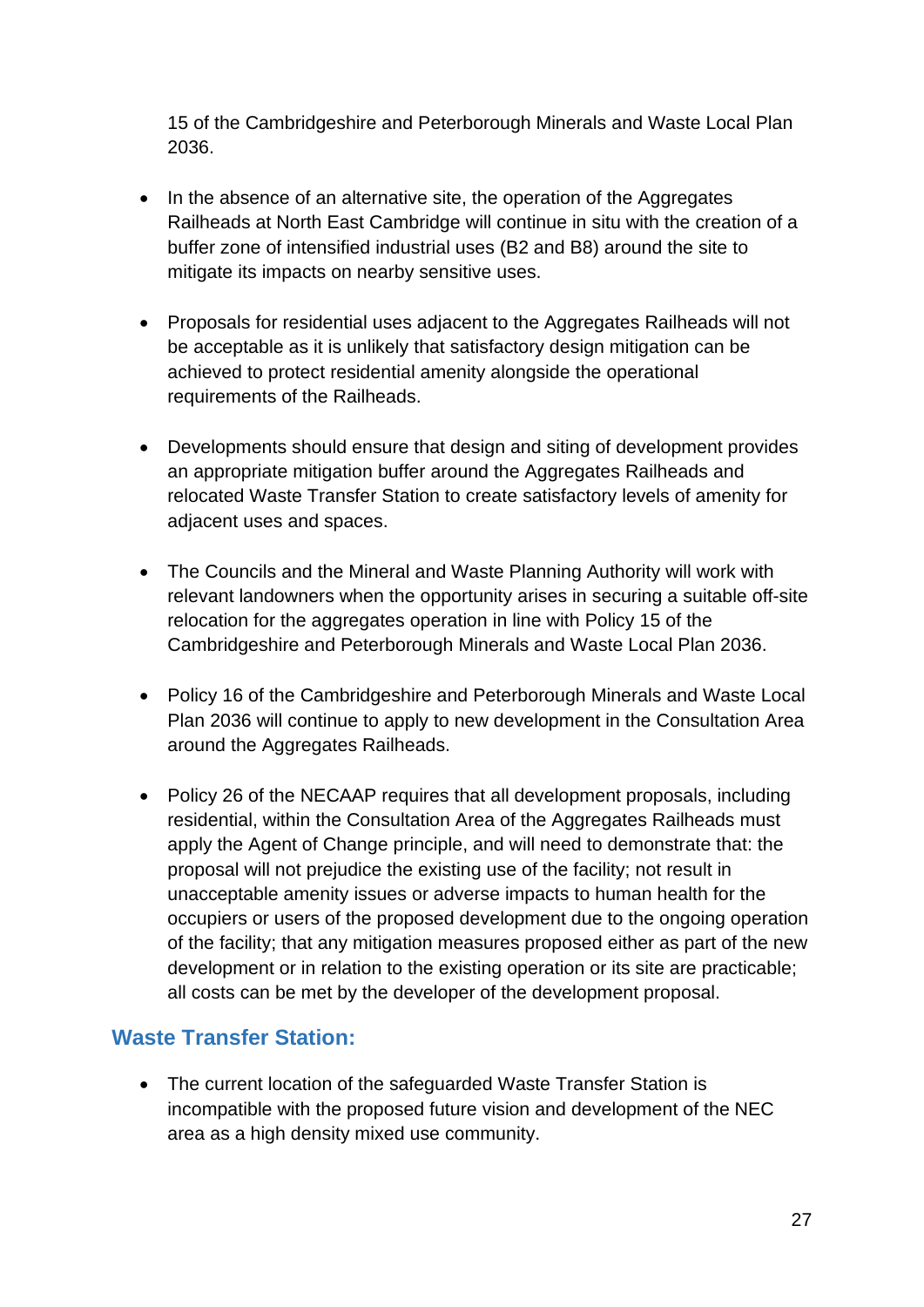15 of the Cambridgeshire and Peterborough Minerals and Waste Local Plan 2036.

- In the absence of an alternative site, the operation of the Aggregates Railheads at North East Cambridge will continue in situ with the creation of a buffer zone of intensified industrial uses (B2 and B8) around the site to mitigate its impacts on nearby sensitive uses.

- Proposals for residential uses adjacent to the Aggregates Railheads will not be acceptable as it is unlikely that satisfactory design mitigation can be achieved to protect residential amenity alongside the operational requirements of the Railheads.

- Developments should ensure that design and siting of development provides an appropriate mitigation buffer around the Aggregates Railheads and relocated Waste Transfer Station to create satisfactory levels of amenity for adjacent uses and spaces.

- The Councils and the Mineral and Waste Planning Authority will work with relevant landowners when the opportunity arises in securing a suitable off-site relocation for the aggregates operation in line with Policy 15 of the Cambridgeshire and Peterborough Minerals and Waste Local Plan 2036.

- Policy 16 of the Cambridgeshire and Peterborough Minerals and Waste Local Plan 2036 will continue to apply to new development in the Consultation Area around the Aggregates Railheads.

- Policy 26 of the NECAAP requires that all development proposals, including residential, within the Consultation Area of the Aggregates Railheads must apply the Agent of Change principle, and will need to demonstrate that: the proposal will not prejudice the existing use of the facility; not result in unacceptable amenity issues or adverse impacts to human health for the occupiers or users of the proposed development due to the ongoing operation of the facility; that any mitigation measures proposed either as part of the new development or in relation to the existing operation or its site are practicable; all costs can be met by the developer of the development proposal.

### Waste Transfer Station:

- The current location of the safeguarded Waste Transfer Station is incompatible with the proposed future vision and development of the NEC area as a high density mixed use community.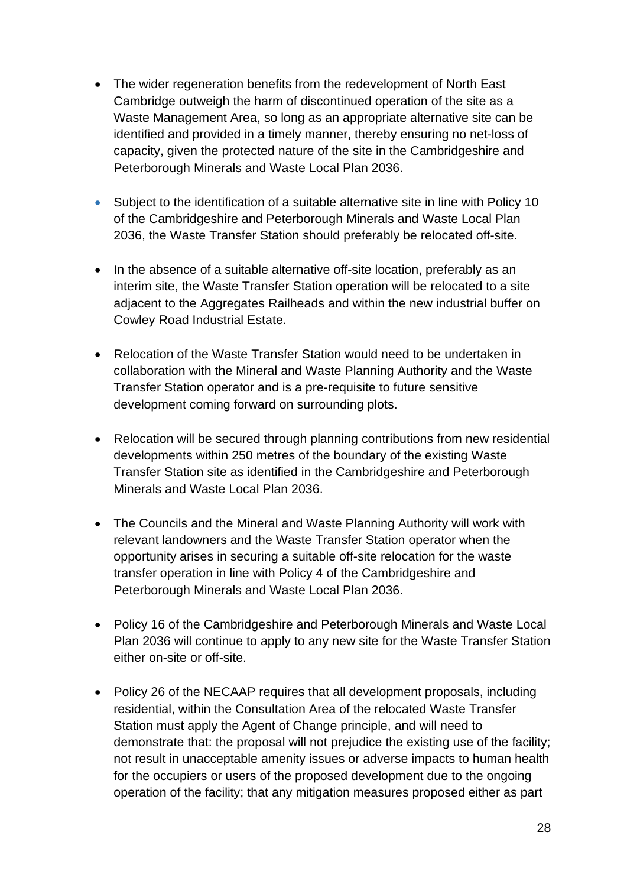- The wider regeneration benefits from the redevelopment of North East Cambridge outweigh the harm of discontinued operation of the site as a Waste Management Area, so long as an appropriate alternative site can be identified and provided in a timely manner, thereby ensuring no net-loss of capacity, given the protected nature of the site in the Cambridgeshire and Peterborough Minerals and Waste Local Plan 2036.

- Subject to the identification of a suitable alternative site in line with Policy 10 of the Cambridgeshire and Peterborough Minerals and Waste Local Plan 2036, the Waste Transfer Station should preferably be relocated off-site.

- In the absence of a suitable alternative off-site location, preferably as an interim site, the Waste Transfer Station operation will be relocated to a site adjacent to the Aggregates Railheads and within the new industrial buffer on Cowley Road Industrial Estate.

- Relocation of the Waste Transfer Station would need to be undertaken in collaboration with the Mineral and Waste Planning Authority and the Waste Transfer Station operator and is a pre-requisite to future sensitive development coming forward on surrounding plots.

- Relocation will be secured through planning contributions from new residential developments within 250 metres of the boundary of the existing Waste Transfer Station site as identified in the Cambridgeshire and Peterborough Minerals and Waste Local Plan 2036.

- The Councils and the Mineral and Waste Planning Authority will work with relevant landowners and the Waste Transfer Station operator when the opportunity arises in securing a suitable off-site relocation for the waste transfer operation in line with Policy 4 of the Cambridgeshire and Peterborough Minerals and Waste Local Plan 2036.

- Policy 16 of the Cambridgeshire and Peterborough Minerals and Waste Local Plan 2036 will continue to apply to any new site for the Waste Transfer Station either on-site or off-site.

- Policy 26 of the NECAAP requires that all development proposals, including residential, within the Consultation Area of the relocated Waste Transfer Station must apply the Agent of Change principle, and will need to demonstrate that: the proposal will not prejudice the existing use of the facility; not result in unacceptable amenity issues or adverse impacts to human health for the occupiers or users of the proposed development due to the ongoing operation of the facility; that any mitigation measures proposed either as part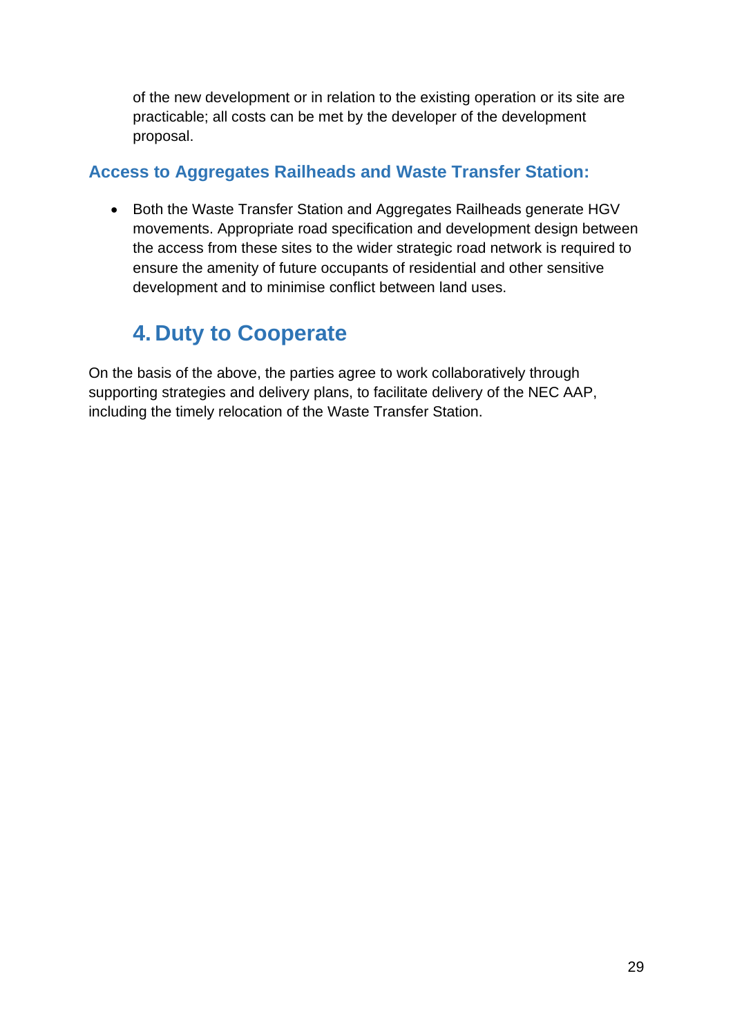of the new development or in relation to the existing operation or its site are practicable; all costs can be met by the developer of the development proposal.

### Access to Aggregates Railheads and Waste Transfer Station:

- Both the Waste Transfer Station and Aggregates Railheads generate HGV movements. Appropriate road specification and development design between the access from these sites to the wider strategic road network is required to ensure the amenity of future occupants of residential and other sensitive development and to minimise conflict between land uses.

## 4. Duty to Cooperate

On the basis of the above, the parties agree to work collaboratively through supporting strategies and delivery plans, to facilitate delivery of the NEC AAP, including the timely relocation of the Waste Transfer Station.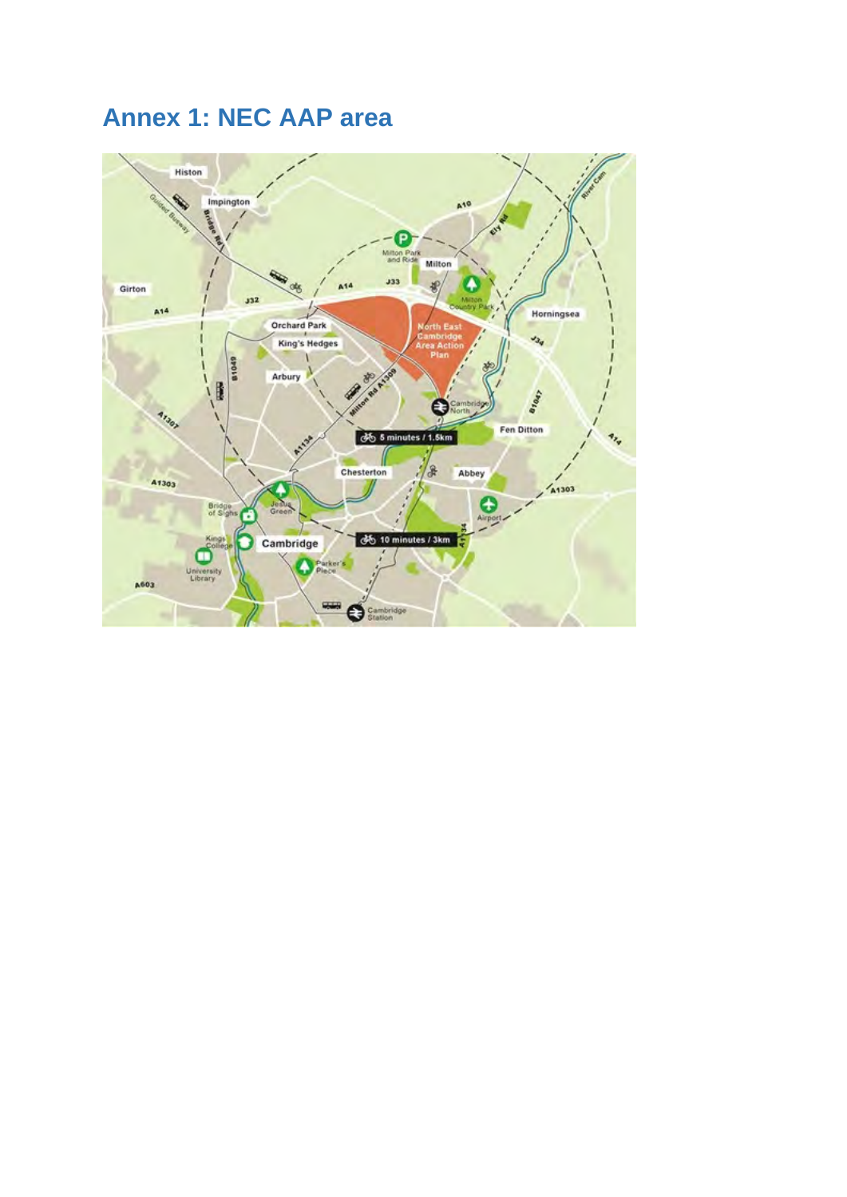## Annex 1: NEC AAP area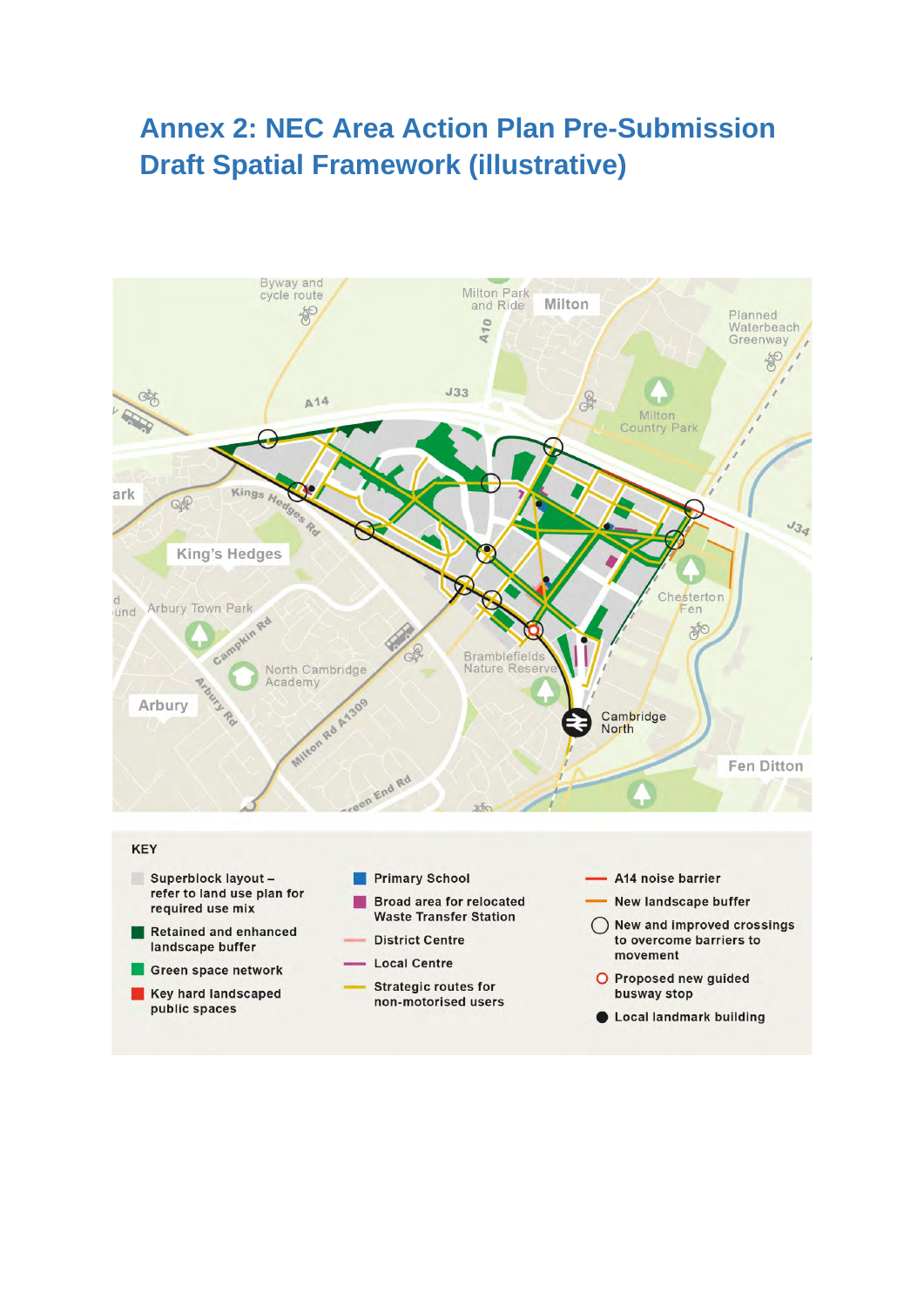# Annex 2: NEC Area Action Plan Pre-Submission Draft Spatial Framework (illustrative)

Byway and cycle route

Milton Park and Ride

Milton

Planned Waterbeach Greenway

A10

A14

J33

Milton Country Park

J34

Kings Hedges Rd

King's Hedges

Arbury Town Park

Campkin Rd

Chesterton Fen

North Cambridge Academy

Arbury

Arbury Rd

Bramblefields Nature Reserve

Milton Rd A1309

Cambridge North

Fen Ditton

Green End Rd

KEY

- Superblock layout – refer to land use plan for required use mix
- Retained and enhanced landscape buffer
- Green space network
- Key hard landscaped public spaces
- Primary School
- Broad area for relocated Waste Transfer Station
- District Centre
- Local Centre
- Strategic routes for non-motorised users
- A14 noise barrier
- New landscape buffer
- New and improved crossings to overcome barriers to movement
- Proposed new guided busway stop
- Local landmark building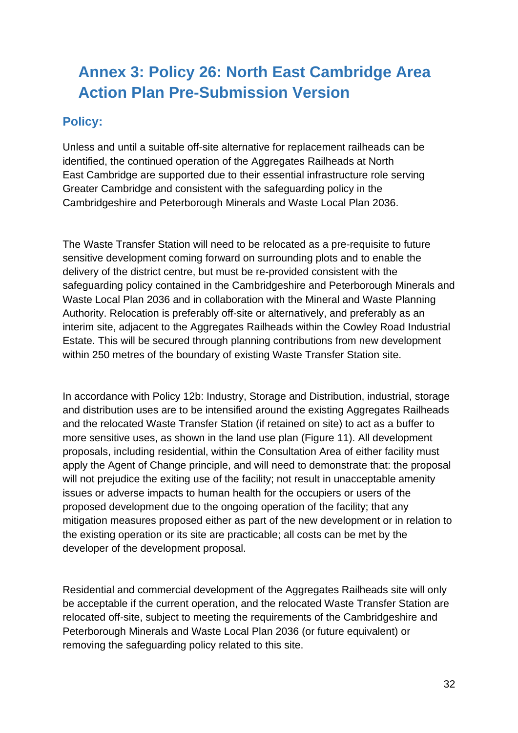# Annex 3: Policy 26: North East Cambridge Area Action Plan Pre-Submission Version

## Policy:

Unless and until a suitable off-site alternative for replacement railheads can be identified, the continued operation of the Aggregates Railheads at North East Cambridge are supported due to their essential infrastructure role serving Greater Cambridge and consistent with the safeguarding policy in the Cambridgeshire and Peterborough Minerals and Waste Local Plan 2036.

The Waste Transfer Station will need to be relocated as a pre-requisite to future sensitive development coming forward on surrounding plots and to enable the delivery of the district centre, but must be re-provided consistent with the safeguarding policy contained in the Cambridgeshire and Peterborough Minerals and Waste Local Plan 2036 and in collaboration with the Mineral and Waste Planning Authority. Relocation is preferably off-site or alternatively, and preferably as an interim site, adjacent to the Aggregates Railheads within the Cowley Road Industrial Estate. This will be secured through planning contributions from new development within 250 metres of the boundary of existing Waste Transfer Station site.

In accordance with Policy 12b: Industry, Storage and Distribution, industrial, storage and distribution uses are to be intensified around the existing Aggregates Railheads and the relocated Waste Transfer Station (if retained on site) to act as a buffer to more sensitive uses, as shown in the land use plan (Figure 11). All development proposals, including residential, within the Consultation Area of either facility must apply the Agent of Change principle, and will need to demonstrate that: the proposal will not prejudice the exiting use of the facility; not result in unacceptable amenity issues or adverse impacts to human health for the occupiers or users of the proposed development due to the ongoing operation of the facility; that any mitigation measures proposed either as part of the new development or in relation to the existing operation or its site are practicable; all costs can be met by the developer of the development proposal.

Residential and commercial development of the Aggregates Railheads site will only be acceptable if the current operation, and the relocated Waste Transfer Station are relocated off-site, subject to meeting the requirements of the Cambridgeshire and Peterborough Minerals and Waste Local Plan 2036 (or future equivalent) or removing the safeguarding policy related to this site.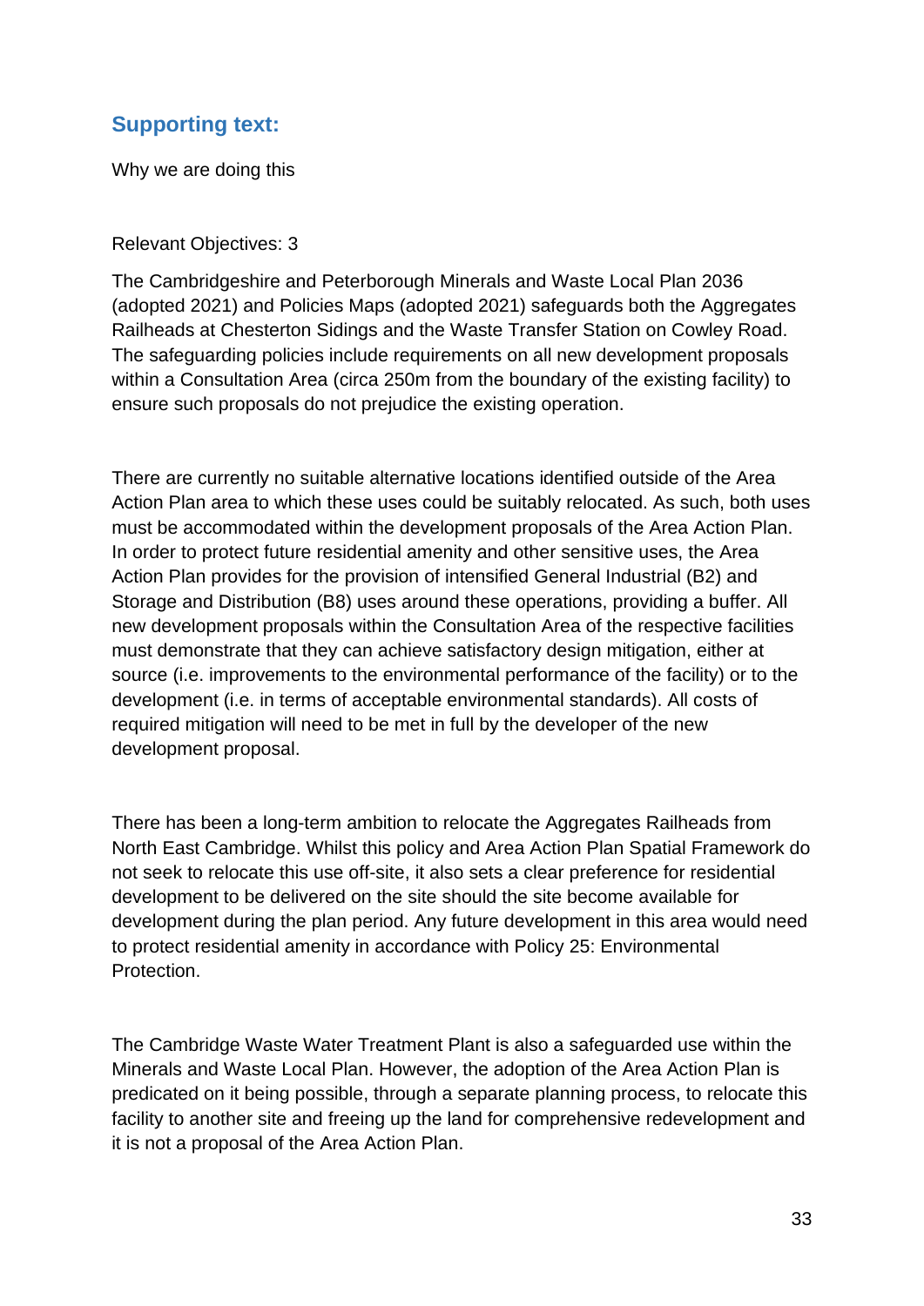## Supporting text:

Why we are doing this

Relevant Objectives: 3

The Cambridgeshire and Peterborough Minerals and Waste Local Plan 2036 (adopted 2021) and Policies Maps (adopted 2021) safeguards both the Aggregates Railheads at Chesterton Sidings and the Waste Transfer Station on Cowley Road. The safeguarding policies include requirements on all new development proposals within a Consultation Area (circa 250m from the boundary of the existing facility) to ensure such proposals do not prejudice the existing operation.

There are currently no suitable alternative locations identified outside of the Area Action Plan area to which these uses could be suitably relocated. As such, both uses must be accommodated within the development proposals of the Area Action Plan. In order to protect future residential amenity and other sensitive uses, the Area Action Plan provides for the provision of intensified General Industrial (B2) and Storage and Distribution (B8) uses around these operations, providing a buffer. All new development proposals within the Consultation Area of the respective facilities must demonstrate that they can achieve satisfactory design mitigation, either at source (i.e. improvements to the environmental performance of the facility) or to the development (i.e. in terms of acceptable environmental standards). All costs of required mitigation will need to be met in full by the developer of the new development proposal.

There has been a long-term ambition to relocate the Aggregates Railheads from North East Cambridge. Whilst this policy and Area Action Plan Spatial Framework do not seek to relocate this use off-site, it also sets a clear preference for residential development to be delivered on the site should the site become available for development during the plan period. Any future development in this area would need to protect residential amenity in accordance with Policy 25: Environmental Protection.

The Cambridge Waste Water Treatment Plant is also a safeguarded use within the Minerals and Waste Local Plan. However, the adoption of the Area Action Plan is predicated on it being possible, through a separate planning process, to relocate this facility to another site and freeing up the land for comprehensive redevelopment and it is not a proposal of the Area Action Plan.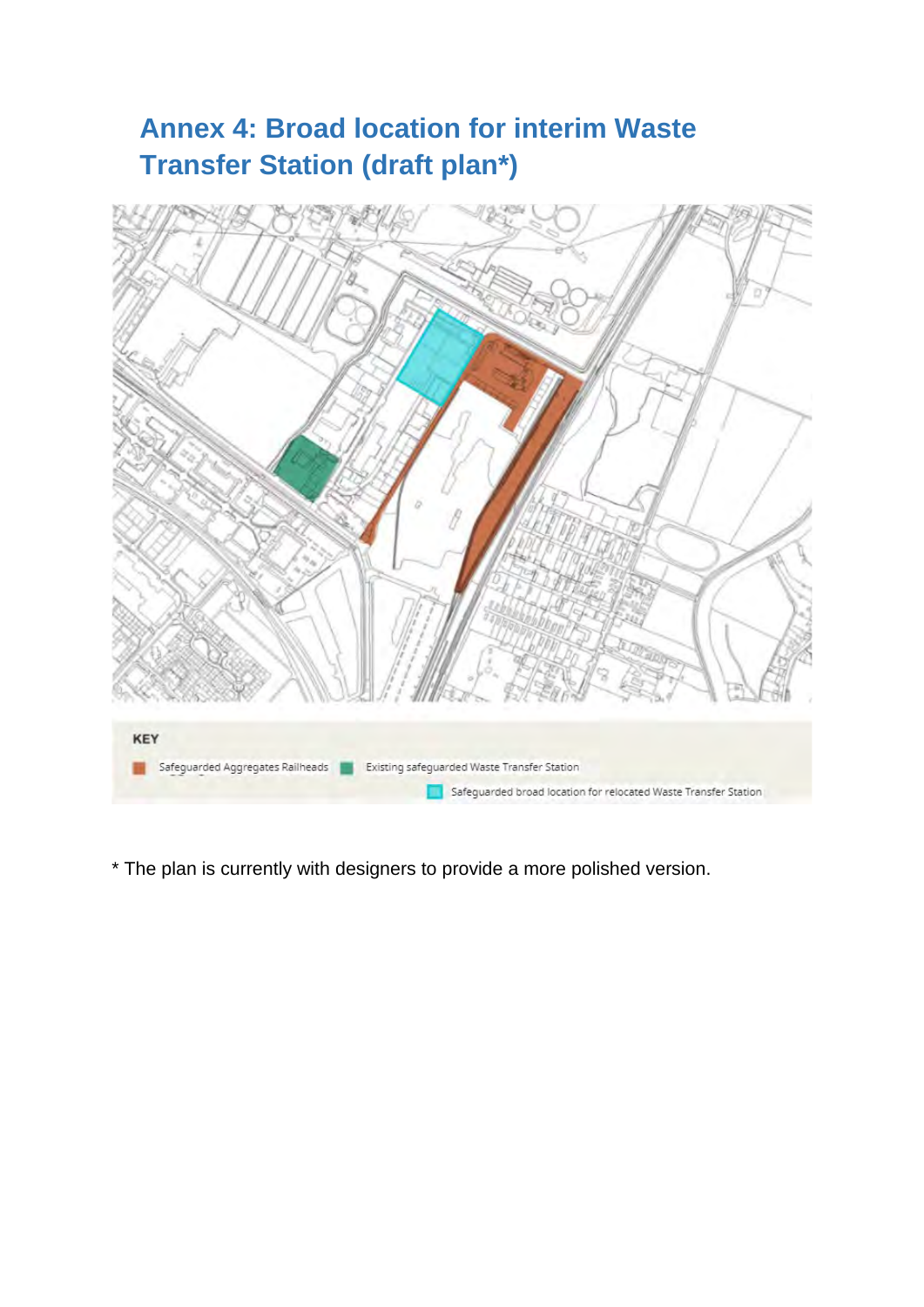# Annex 4: Broad location for interim Waste Transfer Station (draft plan*)

KEY

Safeguarded Aggregates Railheads

Existing safeguarded Waste Transfer Station

Safeguarded broad location for relocated Waste Transfer Station

* The plan is currently with designers to provide a more polished version.